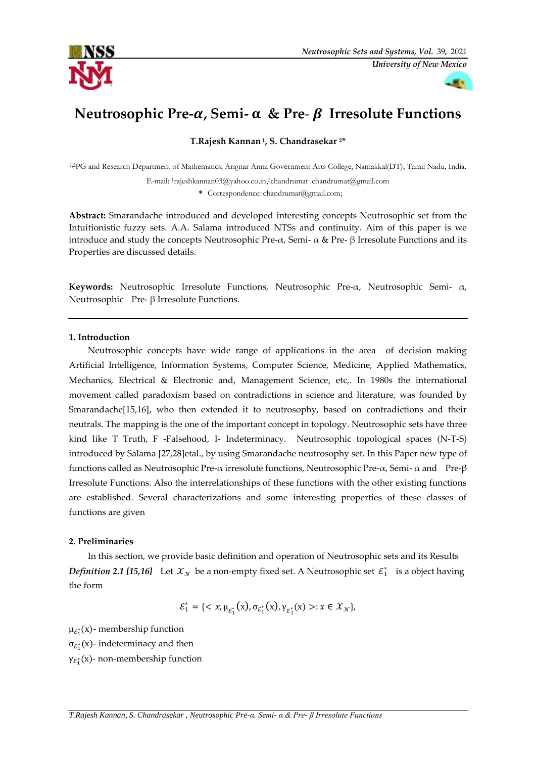# Neutrosophic Pre-$\alpha$, Semi- $\alpha$ & Pre- $\beta$ Irresolute Functions

**T.Rajesh Kannan [1], S. Chandrasekar [2*]**

[1,2]PG and Research Department of Mathematics, Arignar Anna Government Arts College, Namakkal(DT), Tamil Nadu, India.

E-mail: [1]rajeshkannan03@yahoo.co.in,[2]chandrumat .chandrumat@gmail.com

**\*** Correspondence: chandrumat@gmail.com;

**Abstract:** Smarandache introduced and developed interesting concepts Neutrosophic set from the Intuitionistic fuzzy sets. A.A. Salama introduced NTSs and continuity. Aim of this paper is we introduce and study the concepts Neutrosophic Pre-$\alpha$, Semi- $\alpha$ & Pre- $\beta$ Irresolute Functions and its Properties are discussed details.

**Keywords:** Neutrosophic Irresolute Functions, Neutrosophic Pre-$\alpha$, Neutrosophic Semi- $\alpha$, Neutrosophic Pre- $\beta$ Irresolute Functions.

---

## 1. Introduction

Neutrosophic concepts have wide range of applications in the area of decision making Artificial Intelligence, Information Systems, Computer Science, Medicine, Applied Mathematics, Mechanics, Electrical & Electronic and, Management Science, etc,. In 1980s the international movement called paradoxism based on contradictions in science and literature, was founded by Smarandache[15,16], who then extended it to neutrosophy, based on contradictions and their neutrals. The mapping is the one of the important concept in topology. Neutrosophic sets have three kind like T Truth, F -Falsehood, I- Indeterminacy. Neutrosophic topological spaces (N-T-S) introduced by Salama [27,28]etal., by using Smarandache neutrosophy set. In this Paper new type of functions called as Neutrosophic Pre-$\alpha$ irresolute functions, Neutrosophic Pre-$\alpha$, Semi- $\alpha$ and Pre-$\beta$ Irresolute Functions. Also the interrelationships of these functions with the other existing functions are established. Several characterizations and some interesting properties of these classes of functions are given

## 2. Preliminaries

In this section, we provide basic definition and operation of Neutrosophic sets and its Results

***Definition 2.1 [15,16]*** Let $\mathcal{X}_{\mathcal{N}}$ be a non-empty fixed set. A Neutrosophic set $\mathcal{E}_1^*$ is a object having the form

$$\mathcal{E}_1^* = \{< x, \mu_{\mathcal{E}_1^*}(x), \sigma_{\mathcal{E}_1^*}(x), \gamma_{\mathcal{E}_1^*}(x) >: x \in \mathcal{X}_{\mathcal{N}}\},$$

$\mu_{\mathcal{E}_1^*}(x)$- membership function

$\sigma_{\mathcal{E}_1^*}(x)$- indeterminacy and then

$\gamma_{\mathcal{E}_1^*}(x)$- non-membership function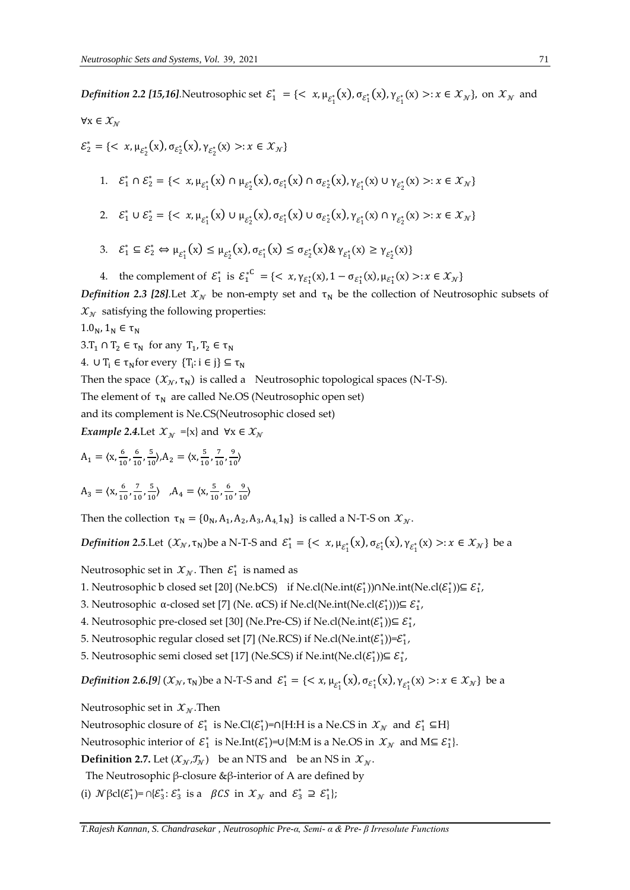***Definition 2.2 [15,16]***.Neutrosophic set $\mathcal{E}_1^* = \{< x, \mu_{\mathcal{E}_1^*}(x), \sigma_{\mathcal{E}_1^*}(x), \gamma_{\mathcal{E}_1^*}(x) >: x \in \mathcal{X}_{\mathcal{N}}\}$, on $\mathcal{X}_{\mathcal{N}}$ and $\forall x \in \mathcal{X}_{\mathcal{N}}$

$\mathcal{E}_2^* = \{< x, \mu_{\mathcal{E}_2^*}(x), \sigma_{\mathcal{E}_2^*}(x), \gamma_{\mathcal{E}_2^*}(x) >: x \in \mathcal{X}_{\mathcal{N}}\}$

1. $\mathcal{E}_1^* \cap \mathcal{E}_2^* = \{< x, \mu_{\mathcal{E}_1^*}(x) \cap \mu_{\mathcal{E}_2^*}(x), \sigma_{\mathcal{E}_1^*}(x) \cap \sigma_{\mathcal{E}_2^*}(x), \gamma_{\mathcal{E}_1^*}(x) \cup \gamma_{\mathcal{E}_2^*}(x) >: x \in \mathcal{X}_{\mathcal{N}}\}$
2. $\mathcal{E}_1^* \cup \mathcal{E}_2^* = \{< x, \mu_{\mathcal{E}_1^*}(x) \cup \mu_{\mathcal{E}_2^*}(x), \sigma_{\mathcal{E}_1^*}(x) \cup \sigma_{\mathcal{E}_2^*}(x), \gamma_{\mathcal{E}_1^*}(x) \cap \gamma_{\mathcal{E}_2^*}(x) >: x \in \mathcal{X}_{\mathcal{N}}\}$
3. $\mathcal{E}_1^* \subseteq \mathcal{E}_2^* \Leftrightarrow \mu_{\mathcal{E}_1^*}(x) \leq \mu_{\mathcal{E}_2^*}(x), \sigma_{\mathcal{E}_1^*}(x) \leq \sigma_{\mathcal{E}_2^*}(x) \& \gamma_{\mathcal{E}_1^*}(x) \geq \gamma_{\mathcal{E}_2^*}(x)\}$
4. the complement of $\mathcal{E}_1^*$ is $\mathcal{E}_1^{*C} = \{< x, \gamma_{\mathcal{E}_1^*}(x), 1 - \sigma_{\mathcal{E}_1^*}(x), \mu_{\mathcal{E}_1^*}(x) >: x \in \mathcal{X}_{\mathcal{N}}\}$

***Definition 2.3 [28]***.Let $\mathcal{X}_{\mathcal{N}}$ be non-empty set and $\tau_N$ be the collection of Neutrosophic subsets of $\mathcal{X}_{\mathcal{N}}$ satisfying the following properties:

1.$0_N, 1_N \in \tau_N$

3.$T_1 \cap T_2 \in \tau_N$ for any $T_1, T_2 \in \tau_N$

4. $\cup T_i \in \tau_N$for every $\{T_i: i \in j\} \subseteq \tau_N$

Then the space $(\mathcal{X}_{\mathcal{N}}, \tau_N)$ is called a Neutrosophic topological spaces (N-T-S).

The element of $\tau_N$ are called Ne.OS (Neutrosophic open set)

and its complement is Ne.CS(Neutrosophic closed set)

***Example 2.4.***Let $\mathcal{X}_{\mathcal{N}}$ ={x} and $\forall x \in \mathcal{X}_{\mathcal{N}}$

$A_1 = \langle x, \frac{6}{10}, \frac{6}{10}, \frac{5}{10} \rangle, A_2 = \langle x, \frac{5}{10}, \frac{7}{10}, \frac{9}{10} \rangle$

$A_3 = \langle x, \frac{6}{10}, \frac{7}{10}, \frac{5}{10} \rangle$ ,$A_4 = \langle x, \frac{5}{10}, \frac{6}{10}, \frac{9}{10} \rangle$

Then the collection $\tau_N = \{0_N, A_1, A_2, A_3, A_4, 1_N\}$ is called a N-T-S on $\mathcal{X}_{\mathcal{N}}$.

***Definition 2.5***.Let $(\mathcal{X}_{\mathcal{N}}, \tau_N)$be a N-T-S and $\mathcal{E}_1^* = \{< x, \mu_{\mathcal{E}_1^*}(x), \sigma_{\mathcal{E}_1^*}(x), \gamma_{\mathcal{E}_1^*}(x) >: x \in \mathcal{X}_{\mathcal{N}}\}$ be a Neutrosophic set in $\mathcal{X}_{\mathcal{N}}$. Then $\mathcal{E}_1^*$ is named as

1. Neutrosophic b closed set [20] (Ne.bCS) if Ne.cl(Ne.int($\mathcal{E}_1^*$))∩Ne.int(Ne.cl($\mathcal{E}_1^*$))⊆ $\mathcal{E}_1^*$,

3. Neutrosophic α-closed set [7] (Ne. αCS) if Ne.cl(Ne.int(Ne.cl($\mathcal{E}_1^*$)))⊆ $\mathcal{E}_1^*$,

4. Neutrosophic pre-closed set [30] (Ne.Pre-CS) if Ne.cl(Ne.int($\mathcal{E}_1^*$))⊆ $\mathcal{E}_1^*$,

5. Neutrosophic regular closed set [7] (Ne.RCS) if Ne.cl(Ne.int($\mathcal{E}_1^*$))=$\mathcal{E}_1^*$,

5. Neutrosophic semi closed set [17] (Ne.SCS) if Ne.int(Ne.cl($\mathcal{E}_1^*$))⊆ $\mathcal{E}_1^*$,

***Definition 2.6.[9]*** $(\mathcal{X}_{\mathcal{N}}, \tau_N)$be a N-T-S and $\mathcal{E}_1^* = \{< x, \mu_{\mathcal{E}_1^*}(x), \sigma_{\mathcal{E}_1^*}(x), \gamma_{\mathcal{E}_1^*}(x) >: x \in \mathcal{X}_{\mathcal{N}}\}$ be a Neutrosophic set in $\mathcal{X}_{\mathcal{N}}$.Then

Neutrosophic closure of $\mathcal{E}_1^*$ is Ne.Cl($\mathcal{E}_1^*$)=∩{H:H is a Ne.CS in $\mathcal{X}_{\mathcal{N}}$ and $\mathcal{E}_1^*$ ⊆H}

Neutrosophic interior of $\mathcal{E}_1^*$ is Ne.Int($\mathcal{E}_1^*$)=∪{M:M is a Ne.OS in $\mathcal{X}_{\mathcal{N}}$ and M⊆ $\mathcal{E}_1^*$}.

**Definition 2.7.** Let $(\mathcal{X}_{\mathcal{N}}, \mathcal{T}_{\mathcal{N}})$ be an NTS and be an NS in $\mathcal{X}_{\mathcal{N}}$.

The Neutrosophic β-closure &β-interior of A are defined by

(i) $\mathcal{N}\beta cl(\mathcal{E}_1^*) = \cap\{\mathcal{E}_3^*: \mathcal{E}_3^*$ is a $\beta CS$ in $\mathcal{X}_{\mathcal{N}}$ and $\mathcal{E}_3^* \supseteq \mathcal{E}_1^*\}$;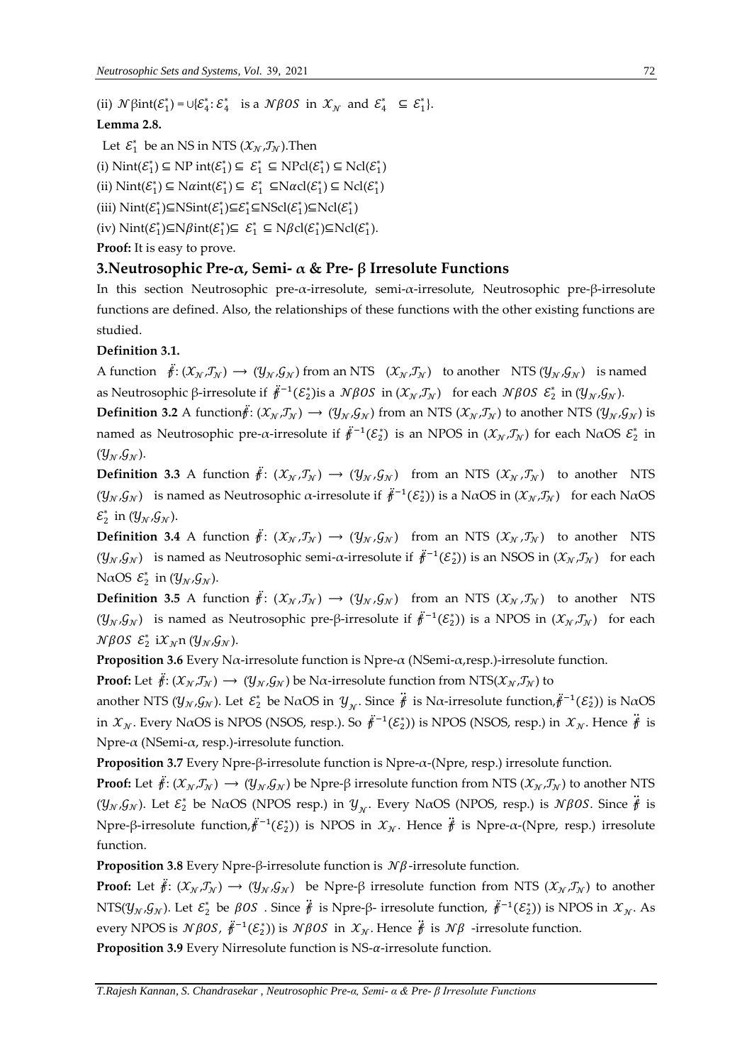(ii) $\mathcal{N}\beta\text{int}(\mathcal{E}_1^*) = \cup\{\mathcal{E}_4^* : \mathcal{E}_4^*$ is a $\mathcal{N}\beta OS$ in $\mathcal{X}_{\mathcal{N}}$ and $\mathcal{E}_4^* \subseteq \mathcal{E}_1^*\}$.

**Lemma 2.8.**

Let $\mathcal{E}_1^*$ be an NS in NTS $(\mathcal{X}_{\mathcal{N}},\mathcal{T}_{\mathcal{N}})$.Then

(i) $\text{Nint}(\mathcal{E}_1^*) \subseteq \text{NP int}(\mathcal{E}_1^*) \subseteq \mathcal{E}_1^* \subseteq \text{NPcl}(\mathcal{E}_1^*) \subseteq \text{Ncl}(\mathcal{E}_1^*)$

(ii) $\text{Nint}(\mathcal{E}_1^*) \subseteq \text{N}\alpha\text{int}(\mathcal{E}_1^*) \subseteq \mathcal{E}_1^* \subseteq \text{N}\alpha\text{cl}(\mathcal{E}_1^*) \subseteq \text{Ncl}(\mathcal{E}_1^*)$

(iii) $\text{Nint}(\mathcal{E}_1^*) \subseteq \text{NSint}(\mathcal{E}_1^*) \subseteq \mathcal{E}_1^* \subseteq \text{NScl}(\mathcal{E}_1^*) \subseteq \text{Ncl}(\mathcal{E}_1^*)$

(iv) $\text{Nint}(\mathcal{E}_1^*) \subseteq \text{N}\beta\text{int}(\mathcal{E}_1^*) \subseteq \mathcal{E}_1^* \subseteq \text{N}\beta\text{cl}(\mathcal{E}_1^*) \subseteq \text{Ncl}(\mathcal{E}_1^*)$.

**Proof:** It is easy to prove.

## 3.Neutrosophic Pre-$\alpha$, Semi- $\alpha$ & Pre- $\beta$ Irresolute Functions

In this section Neutrosophic pre-$\alpha$-irresolute, semi-$\alpha$-irresolute, Neutrosophic pre-$\beta$-irresolute functions are defined. Also, the relationships of these functions with the other existing functions are studied.

**Definition 3.1.**

A function $\ddot{f}: (\mathcal{X}_{\mathcal{N}},\mathcal{T}_{\mathcal{N}}) \rightarrow (\mathcal{Y}_{\mathcal{N}},\mathcal{G}_{\mathcal{N}})$ from an NTS $(\mathcal{X}_{\mathcal{N}},\mathcal{T}_{\mathcal{N}})$ to another NTS $(\mathcal{Y}_{\mathcal{N}},\mathcal{G}_{\mathcal{N}})$ is named as Neutrosophic β-irresolute if $\ddot{f}^{-1}(\mathcal{E}_2^*)$is a $\mathcal{N}\beta OS$ in $(\mathcal{X}_{\mathcal{N}},\mathcal{T}_{\mathcal{N}})$ for each $\mathcal{N}\beta OS$ $\mathcal{E}_2^*$ in $(\mathcal{Y}_{\mathcal{N}},\mathcal{G}_{\mathcal{N}})$.

**Definition 3.2** A function$\ddot{f}: (\mathcal{X}_{\mathcal{N}},\mathcal{T}_{\mathcal{N}}) \rightarrow (\mathcal{Y}_{\mathcal{N}},\mathcal{G}_{\mathcal{N}})$ from an NTS $(\mathcal{X}_{\mathcal{N}},\mathcal{T}_{\mathcal{N}})$ to another NTS $(\mathcal{Y}_{\mathcal{N}},\mathcal{G}_{\mathcal{N}})$ is named as Neutrosophic pre-$\alpha$-irresolute if $\ddot{f}^{-1}(\mathcal{E}_2^*)$ is an NPOS in $(\mathcal{X}_{\mathcal{N}},\mathcal{T}_{\mathcal{N}})$ for each NαOS $\mathcal{E}_2^*$ in $(\mathcal{Y}_{\mathcal{N}},\mathcal{G}_{\mathcal{N}})$.

**Definition 3.3** A function $\ddot{f}: (\mathcal{X}_{\mathcal{N}},\mathcal{T}_{\mathcal{N}}) \rightarrow (\mathcal{Y}_{\mathcal{N}},\mathcal{G}_{\mathcal{N}})$ from an NTS $(\mathcal{X}_{\mathcal{N}},\mathcal{T}_{\mathcal{N}})$ to another NTS $(\mathcal{Y}_{\mathcal{N}},\mathcal{G}_{\mathcal{N}})$ is named as Neutrosophic $\alpha$-irresolute if $\ddot{f}^{-1}(\mathcal{E}_2^*))$ is a NαOS in $(\mathcal{X}_{\mathcal{N}},\mathcal{T}_{\mathcal{N}})$ for each NαOS $\mathcal{E}_2^*$ in $(\mathcal{Y}_{\mathcal{N}},\mathcal{G}_{\mathcal{N}})$.

**Definition 3.4** A function $\ddot{f}: (\mathcal{X}_{\mathcal{N}},\mathcal{T}_{\mathcal{N}}) \rightarrow (\mathcal{Y}_{\mathcal{N}},\mathcal{G}_{\mathcal{N}})$ from an NTS $(\mathcal{X}_{\mathcal{N}},\mathcal{T}_{\mathcal{N}})$ to another NTS $(\mathcal{Y}_{\mathcal{N}},\mathcal{G}_{\mathcal{N}})$ is named as Neutrosophic semi-$\alpha$-irresolute if $\ddot{f}^{-1}(\mathcal{E}_2^*))$ is an NSOS in $(\mathcal{X}_{\mathcal{N}},\mathcal{T}_{\mathcal{N}})$ for each NαOS $\mathcal{E}_2^*$ in $(\mathcal{Y}_{\mathcal{N}},\mathcal{G}_{\mathcal{N}})$.

**Definition 3.5** A function $\ddot{f}: (\mathcal{X}_{\mathcal{N}},\mathcal{T}_{\mathcal{N}}) \rightarrow (\mathcal{Y}_{\mathcal{N}},\mathcal{G}_{\mathcal{N}})$ from an NTS $(\mathcal{X}_{\mathcal{N}},\mathcal{T}_{\mathcal{N}})$ to another NTS $(\mathcal{Y}_{\mathcal{N}},\mathcal{G}_{\mathcal{N}})$ is named as Neutrosophic pre-β-irresolute if $\ddot{f}^{-1}(\mathcal{E}_2^*))$ is a NPOS in $(\mathcal{X}_{\mathcal{N}},\mathcal{T}_{\mathcal{N}})$ for each $\mathcal{N}\beta OS$ $\mathcal{E}_2^*$ i$\mathcal{X}_{\mathcal{N}}$n $(\mathcal{Y}_{\mathcal{N}},\mathcal{G}_{\mathcal{N}})$.

**Proposition 3.6** Every N$\alpha$-irresolute function is Npre-$\alpha$ (NSemi-$\alpha$,resp.)-irresolute function.

**Proof:** Let $\ddot{f}: (\mathcal{X}_{\mathcal{N}},\mathcal{T}_{\mathcal{N}}) \rightarrow (\mathcal{Y}_{\mathcal{N}},\mathcal{G}_{\mathcal{N}})$ be N$\alpha$-irresolute function from NTS$(\mathcal{X}_{\mathcal{N}},\mathcal{T}_{\mathcal{N}})$ to another NTS $(\mathcal{Y}_{\mathcal{N}},\mathcal{G}_{\mathcal{N}})$. Let $\mathcal{E}_2^*$ be NαOS in $\mathcal{Y}_{\mathcal{N}}$. Since $\ddot{f}$ is Nα-irresolute function,$\ddot{f}^{-1}(\mathcal{E}_2^*))$ is NαOS in $\mathcal{X}_{\mathcal{N}}$. Every NαOS is NPOS (NSOS, resp.). So $\ddot{f}^{-1}(\mathcal{E}_2^*))$ is NPOS (NSOS, resp.) in $\mathcal{X}_{\mathcal{N}}$. Hence $\ddot{f}$ is Npre-$\alpha$ (NSemi-$\alpha$, resp.)-irresolute function.

**Proposition 3.7** Every Npre-β-irresolute function is Npre-$\alpha$-(Npre, resp.) irresolute function.

**Proof:** Let $\ddot{f}: (\mathcal{X}_{\mathcal{N}},\mathcal{T}_{\mathcal{N}}) \rightarrow (\mathcal{Y}_{\mathcal{N}},\mathcal{G}_{\mathcal{N}})$ be Npre-β irresolute function from NTS $(\mathcal{X}_{\mathcal{N}},\mathcal{T}_{\mathcal{N}})$ to another NTS $(\mathcal{Y}_{\mathcal{N}},\mathcal{G}_{\mathcal{N}})$. Let $\mathcal{E}_2^*$ be NαOS (NPOS resp.) in $\mathcal{Y}_{\mathcal{N}}$. Every NαOS (NPOS, resp.) is $\mathcal{N}\beta OS$. Since $\ddot{f}$ is Npre-β-irresolute function,$\ddot{f}^{-1}(\mathcal{E}_2^*))$ is NPOS in $\mathcal{X}_{\mathcal{N}}$. Hence $\ddot{f}$ is Npre-$\alpha$-(Npre, resp.) irresolute function.

**Proposition 3.8** Every Npre-β-irresolute function is $\mathcal{N}\beta$-irresolute function.

**Proof:** Let $\ddot{f}: (\mathcal{X}_{\mathcal{N}},\mathcal{T}_{\mathcal{N}}) \rightarrow (\mathcal{Y}_{\mathcal{N}},\mathcal{G}_{\mathcal{N}})$ be Npre-β irresolute function from NTS $(\mathcal{X}_{\mathcal{N}},\mathcal{T}_{\mathcal{N}})$ to another NTS$(\mathcal{Y}_{\mathcal{N}},\mathcal{G}_{\mathcal{N}})$. Let $\mathcal{E}_2^*$ be $\beta OS$ . Since $\ddot{f}$ is Npre-β- irresolute function, $\ddot{f}^{-1}(\mathcal{E}_2^*))$ is NPOS in $\mathcal{X}_{\mathcal{N}}$. As every NPOS is $\mathcal{N}\beta OS$, $\ddot{f}^{-1}(\mathcal{E}_2^*))$ is $\mathcal{N}\beta OS$ in $\mathcal{X}_{\mathcal{N}}$. Hence $\ddot{f}$ is $\mathcal{N}\beta$ -irresolute function.

**Proposition 3.9** Every Nirresolute function is NS-$\alpha$-irresolute function.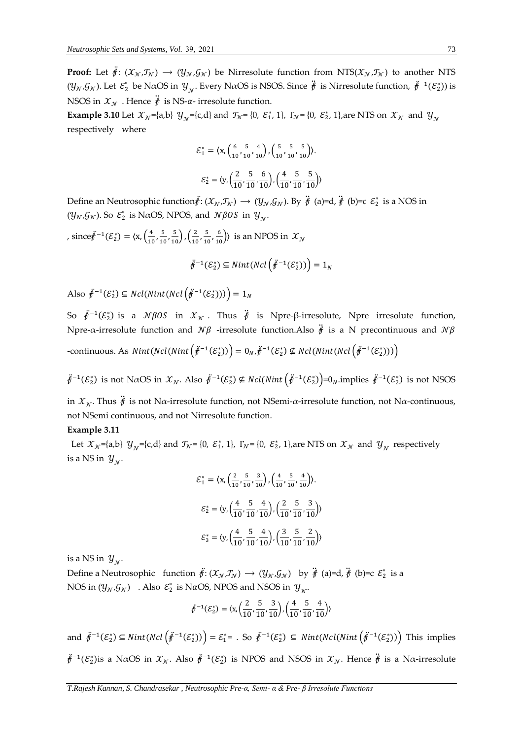**Proof:** Let $\ddot{f}: (\mathcal{X}_{\mathcal{N}},\mathcal{T}_{\mathcal{N}}) \longrightarrow (\mathcal{Y}_{\mathcal{N}},\mathcal{G}_{\mathcal{N}})$ be Nirresolute function from NTS$(\mathcal{X}_{\mathcal{N}},\mathcal{T}_{\mathcal{N}})$ to another NTS $(\mathcal{Y}_{\mathcal{N}},\mathcal{G}_{\mathcal{N}})$. Let $\mathcal{E}_2^*$ be NαOS in $\mathcal{Y}_{\mathcal{N}}$. Every NαOS is NSOS. Since $\ddot{f}$ is Nirresolute function, $\ddot{f}^{-1}(\mathcal{E}_2^*))$ is NSOS in $\mathcal{X}_{\mathcal{N}}$ . Hence $\ddot{f}$ is NS-$\alpha$- irresolute function.

**Example 3.10** Let $\mathcal{X}_{\mathcal{N}}$={a,b} $\mathcal{Y}_{\mathcal{N}}$={c,d} and $\mathcal{T}_{\mathcal{N}}$= {0, $\mathcal{E}_1^*$, 1}, $\Gamma_{\mathcal{N}}$= {0, $\mathcal{E}_2^*$, 1},are NTS on $\mathcal{X}_{\mathcal{N}}$ and $\mathcal{Y}_{\mathcal{N}}$ respectively where

$$\mathcal{E}_1^* = \langle \mathrm{x}, \left(\tfrac{6}{10},\tfrac{5}{10},\tfrac{4}{10}\right), \left(\tfrac{5}{10},\tfrac{5}{10},\tfrac{5}{10}\right)\rangle.$$

$$\mathcal{E}_2^* = \langle \mathrm{y}, \left(\frac{2}{10},\frac{5}{10},\frac{6}{10}\right), \left(\frac{4}{10},\frac{5}{10},\frac{5}{10}\right)\rangle$$

Define an Neutrosophic function$\ddot{f}: (\mathcal{X}_{\mathcal{N}},\mathcal{T}_{\mathcal{N}}) \longrightarrow (\mathcal{Y}_{\mathcal{N}},\mathcal{G}_{\mathcal{N}})$. By $\ddot{f}$ (a)=d, $\ddot{f}$ (b)=c $\mathcal{E}_2^*$ is a NOS in $(\mathcal{Y}_{\mathcal{N}},\mathcal{G}_{\mathcal{N}})$. So $\mathcal{E}_2^*$ is NαOS, NPOS, and $\mathcal{N}\beta OS$ in $\mathcal{Y}_{\mathcal{N}}$.

, since$\ddot{f}^{-1}(\mathcal{E}_2^*) = \langle \mathrm{x}, \left(\tfrac{4}{10},\tfrac{5}{10},\tfrac{5}{10}\right), \left(\tfrac{2}{10},\tfrac{5}{10},\tfrac{6}{10}\right)\rangle$ is an NPOS in $\mathcal{X}_{\mathcal{N}}$

$$\ddot{f}^{-1}(\mathcal{E}_2^*) \subseteq Nint(Ncl\left(\ddot{f}^{-1}(\mathcal{E}_2^*)\right)) = 1_N$$

Also $\ddot{f}^{-1}(\mathcal{E}_2^*) \subseteq Ncl(Nint(Ncl\left(\ddot{f}^{-1}(\mathcal{E}_2^*)\right))) = 1_N$

So $\ddot{f}^{-1}(\mathcal{E}_2^*)$ is a $\mathcal{N}\beta OS$ in $\mathcal{X}_{\mathcal{N}}$ . Thus $\ddot{f}$ is Npre-β-irresolute, Npre irresolute function, Npre-$\alpha$-irresolute function and $\mathcal{N}\beta$ -irresolute function.Also $\ddot{f}$ is a N precontinuous and $\mathcal{N}\beta$ -continuous. As $Nint(Ncl(Nint\left(\ddot{f}^{-1}(\mathcal{E}_2^*)\right)) = 0_N$,$\ddot{f}^{-1}(\mathcal{E}_2^*) \nsubseteq Ncl(Nint(Ncl\left(\ddot{f}^{-1}(\mathcal{E}_2^*)\right)))$

$\ddot{f}^{-1}(\mathcal{E}_2^*)$ is not NαOS in $\mathcal{X}_{\mathcal{N}}$. Also $\ddot{f}^{-1}(\mathcal{E}_2^*) \nsubseteq Ncl(Nint\left(\ddot{f}^{-1}(\mathcal{E}_2^*)\right)$=$0_N$.implies $\ddot{f}^{-1}(\mathcal{E}_2^*)$ is not NSOS in $\mathcal{X}_{\mathcal{N}}$. Thus $\ddot{f}$ is not Nα-irresolute function, not NSemi-$\alpha$-irresolute function, not Nα-continuous, not NSemi continuous, and not Nirresolute function.

**Example 3.11**

Let $\mathcal{X}_{\mathcal{N}}$={a,b} $\mathcal{Y}_{\mathcal{N}}$={c,d} and $\mathcal{T}_{\mathcal{N}}$= {0, $\mathcal{E}_1^*$, 1}, $\Gamma_{\mathcal{N}}$= {0, $\mathcal{E}_2^*$, 1},are NTS on $\mathcal{X}_{\mathcal{N}}$ and $\mathcal{Y}_{\mathcal{N}}$ respectively is a NS in $\mathcal{Y}_{\mathcal{N}}$.

$$\mathcal{E}_1^* = \langle \mathrm{x}, \left(\tfrac{2}{10},\tfrac{5}{10},\tfrac{3}{10}\right), \left(\tfrac{4}{10},\tfrac{5}{10},\tfrac{4}{10}\right)\rangle.$$

$$\mathcal{E}_2^* = \langle \mathrm{y}, \left(\frac{4}{10},\frac{5}{10},\frac{4}{10}\right), \left(\frac{2}{10},\frac{5}{10},\frac{3}{10}\right)\rangle$$

$$\mathcal{E}_3^* = \langle \mathrm{y}, \left(\frac{4}{10},\frac{5}{10},\frac{4}{10}\right), \left(\frac{3}{10},\frac{5}{10},\frac{2}{10}\right)\rangle$$

is a NS in $\mathcal{Y}_{\mathcal{N}}$.

Define a Neutrosophic function $\ddot{f}: (\mathcal{X}_{\mathcal{N}},\mathcal{T}_{\mathcal{N}}) \longrightarrow (\mathcal{Y}_{\mathcal{N}},\mathcal{G}_{\mathcal{N}})$ by $\ddot{f}$ (a)=d, $\ddot{f}$ (b)=c $\mathcal{E}_2^*$ is a NOS in $(\mathcal{Y}_{\mathcal{N}},\mathcal{G}_{\mathcal{N}})$ . Also $\mathcal{E}_2^*$ is NαOS, NPOS and NSOS in $\mathcal{Y}_{\mathcal{N}}$.

$$\ddot{f}^{-1}(\mathcal{E}_2^*) = \langle \mathrm{x}, \left(\frac{2}{10},\frac{5}{10},\frac{3}{10}\right), \left(\frac{4}{10},\frac{5}{10},\frac{4}{10}\right)\rangle$$

and $\ddot{f}^{-1}(\mathcal{E}_2^*) \subseteq Nint(Ncl\left(\ddot{f}^{-1}(\mathcal{E}_2^*)\right)) = \mathcal{E}_1^*$= . So $\ddot{f}^{-1}(\mathcal{E}_2^*) \subseteq Nint(Ncl(Nint\left(\ddot{f}^{-1}(\mathcal{E}_2^*)\right))$ This implies $\ddot{f}^{-1}(\mathcal{E}_2^*)$is a NαOS in $\mathcal{X}_{\mathcal{N}}$. Also $\ddot{f}^{-1}(\mathcal{E}_2^*)$ is NPOS and NSOS in $\mathcal{X}_{\mathcal{N}}$. Hence $\ddot{f}$ is a Nα-irresolute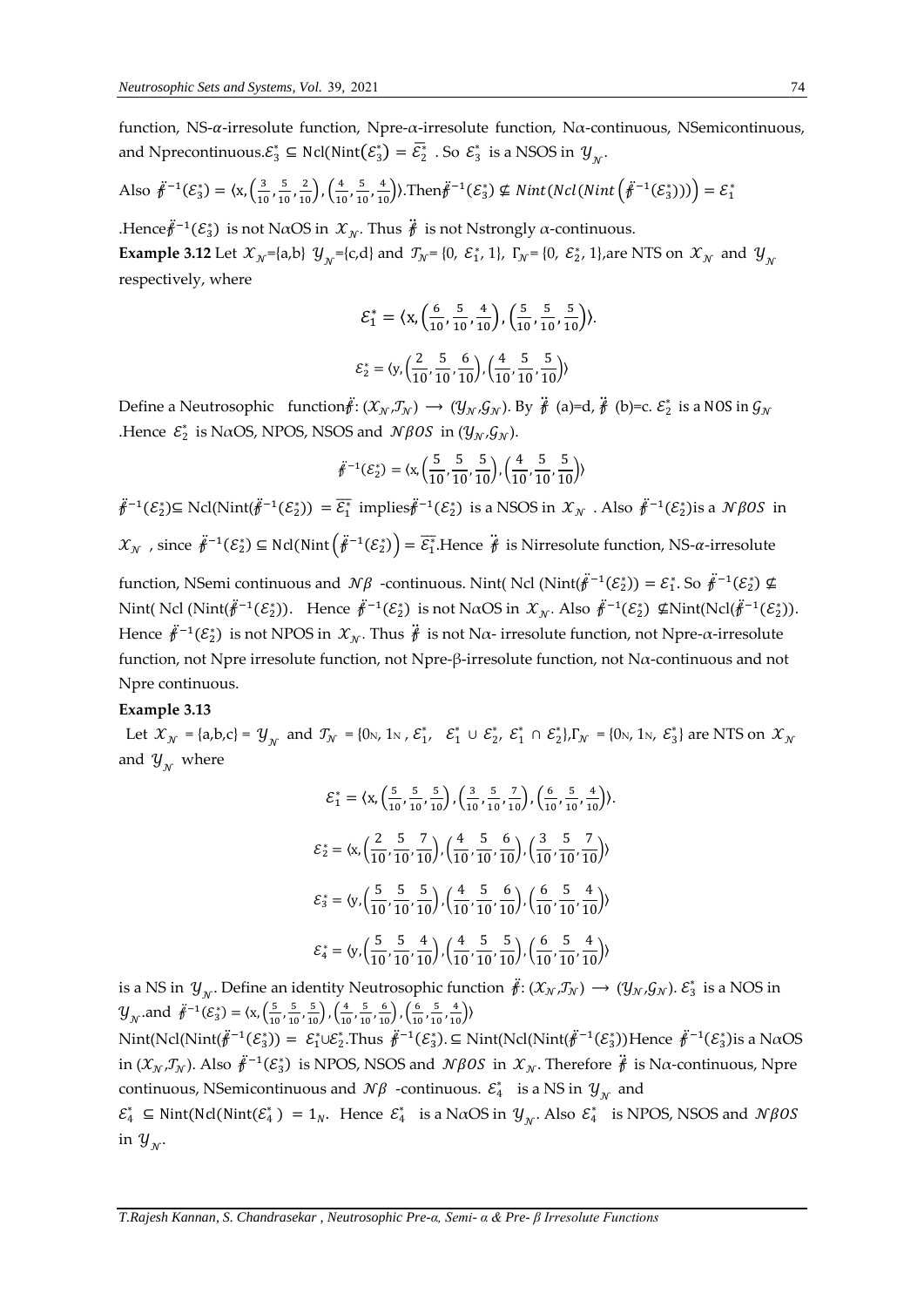function, NS-$\alpha$-irresolute function, Npre-$\alpha$-irresolute function, N$\alpha$-continuous, NSemicontinuous, and Nprecontinuous.$\mathcal{E}_3^* \subseteq \text{Ncl}(\text{Nint}(\mathcal{E}_3^*)) = \overline{\mathcal{E}_2^*}$ . So $\mathcal{E}_3^*$ is a NSOS in $\mathcal{Y}_\mathcal{N}$.

Also $\ddot{f}^{-1}(\mathcal{E}_3^*) = \langle x, \left(\frac{3}{10}, \frac{5}{10}, \frac{2}{10}\right), \left(\frac{4}{10}, \frac{5}{10}, \frac{4}{10}\right)\rangle$.Then$\ddot{f}^{-1}(\mathcal{E}_3^*) \nsubseteq Nint(Ncl(Nint\left(\ddot{f}^{-1}(\mathcal{E}_3^*)\right))) = \mathcal{E}_1^*$

.Hence$\ddot{f}^{-1}(\mathcal{E}_3^*)$ is not N$\alpha$OS in $\mathcal{X}_\mathcal{N}$. Thus $\ddot{f}$ is not Nstrongly $\alpha$-continuous.

**Example 3.12** Let $\mathcal{X}_\mathcal{N}$={a,b} $\mathcal{Y}_\mathcal{N}$={c,d} and $\mathcal{T}_\mathcal{N}$= {0, $\mathcal{E}_1^*$, 1}, $\Gamma_\mathcal{N}$= {0, $\mathcal{E}_2^*$, 1},are NTS on $\mathcal{X}_\mathcal{N}$ and $\mathcal{Y}_\mathcal{N}$ respectively, where

$$\mathcal{E}_1^* = \langle x, \left(\frac{6}{10}, \frac{5}{10}, \frac{4}{10}\right), \left(\frac{5}{10}, \frac{5}{10}, \frac{5}{10}\right)\rangle.$$

$$\mathcal{E}_2^* = \langle y, \left(\frac{2}{10}, \frac{5}{10}, \frac{6}{10}\right), \left(\frac{4}{10}, \frac{5}{10}, \frac{5}{10}\right)\rangle$$

Define a Neutrosophic function$\ddot{f}$: $(\mathcal{X}_\mathcal{N},\mathcal{T}_\mathcal{N}) \longrightarrow (\mathcal{Y}_\mathcal{N},\mathcal{G}_\mathcal{N})$. By $\ddot{f}$ (a)=d, $\ddot{f}$ (b)=c. $\mathcal{E}_2^*$ is a NOS in $\mathcal{G}_\mathcal{N}$ .Hence $\mathcal{E}_2^*$ is N$\alpha$OS, NPOS, NSOS and $\mathcal{N}\beta OS$ in $(\mathcal{Y}_\mathcal{N},\mathcal{G}_\mathcal{N})$.

$$\ddot{f}^{-1}(\mathcal{E}_2^*) = \langle x, \left(\frac{5}{10}, \frac{5}{10}, \frac{5}{10}\right), \left(\frac{4}{10}, \frac{5}{10}, \frac{5}{10}\right)\rangle$$

$\ddot{f}^{-1}(\mathcal{E}_2^*) \subseteq \text{Ncl}(\text{Nint}(\ddot{f}^{-1}(\mathcal{E}_2^*))) = \overline{\mathcal{E}_1^*}$ implies$\ddot{f}^{-1}(\mathcal{E}_2^*)$ is a NSOS in $\mathcal{X}_\mathcal{N}$ . Also $\ddot{f}^{-1}(\mathcal{E}_2^*)$is a $\mathcal{N}\beta OS$ in $\mathcal{X}_\mathcal{N}$ , since $\ddot{f}^{-1}(\mathcal{E}_2^*) \subseteq \text{Ncl}(\text{Nint}\left(\ddot{f}^{-1}(\mathcal{E}_2^*)\right) = \overline{\mathcal{E}_1^*}$.Hence $\ddot{f}$ is Nirresolute function, NS-$\alpha$-irresolute function, NSemi continuous and $\mathcal{N}\beta$ -continuous. Nint( Ncl (Nint($\ddot{f}^{-1}(\mathcal{E}_2^*)$)) = $\mathcal{E}_1^*$. So $\ddot{f}^{-1}(\mathcal{E}_2^*) \nsubseteq$ Nint( Ncl (Nint($\ddot{f}^{-1}(\mathcal{E}_2^*)$)). Hence $\ddot{f}^{-1}(\mathcal{E}_2^*)$ is not N$\alpha$OS in $\mathcal{X}_\mathcal{N}$. Also $\ddot{f}^{-1}(\mathcal{E}_2^*) \nsubseteq$Nint(Ncl($\ddot{f}^{-1}(\mathcal{E}_2^*)$)). Hence $\ddot{f}^{-1}(\mathcal{E}_2^*)$ is not NPOS in $\mathcal{X}_\mathcal{N}$. Thus $\ddot{f}$ is not N$\alpha$- irresolute function, not Npre-$\alpha$-irresolute function, not Npre irresolute function, not Npre-$\beta$-irresolute function, not N$\alpha$-continuous and not Npre continuous.

**Example 3.13**

Let $\mathcal{X}_\mathcal{N}$ = {a,b,c} = $\mathcal{Y}_\mathcal{N}$ and $\mathcal{T}_\mathcal{N}$ = {$0_N$, $1_N$ , $\mathcal{E}_1^*$, $\mathcal{E}_1^* \cup \mathcal{E}_2^*$, $\mathcal{E}_1^* \cap \mathcal{E}_2^*$},$\Gamma_\mathcal{N}$ = {$0_N$, $1_N$, $\mathcal{E}_3^*$} are NTS on $\mathcal{X}_\mathcal{N}$ and $\mathcal{Y}_\mathcal{N}$ where

$$\mathcal{E}_1^* = \langle x, \left(\frac{5}{10}, \frac{5}{10}, \frac{5}{10}\right), \left(\frac{3}{10}, \frac{5}{10}, \frac{7}{10}\right), \left(\frac{6}{10}, \frac{5}{10}, \frac{4}{10}\right)\rangle.$$

$$\mathcal{E}_2^* = \langle x, \left(\frac{2}{10}, \frac{5}{10}, \frac{7}{10}\right), \left(\frac{4}{10}, \frac{5}{10}, \frac{6}{10}\right), \left(\frac{3}{10}, \frac{5}{10}, \frac{7}{10}\right)\rangle$$

$$\mathcal{E}_3^* = \langle y, \left(\frac{5}{10}, \frac{5}{10}, \frac{5}{10}\right), \left(\frac{4}{10}, \frac{5}{10}, \frac{6}{10}\right), \left(\frac{6}{10}, \frac{5}{10}, \frac{4}{10}\right)\rangle$$

$$\mathcal{E}_4^* = \langle y, \left(\frac{5}{10}, \frac{5}{10}, \frac{4}{10}\right), \left(\frac{4}{10}, \frac{5}{10}, \frac{5}{10}\right), \left(\frac{6}{10}, \frac{5}{10}, \frac{4}{10}\right)\rangle$$

is a NS in $\mathcal{Y}_\mathcal{N}$. Define an identity Neutrosophic function $\ddot{f}$: $(\mathcal{X}_\mathcal{N},\mathcal{T}_\mathcal{N}) \longrightarrow (\mathcal{Y}_\mathcal{N},\mathcal{G}_\mathcal{N})$. $\mathcal{E}_3^*$ is a NOS in $\mathcal{Y}_\mathcal{N}$ .and $\ddot{f}^{-1}(\mathcal{E}_3^*) = \langle x, \left(\frac{5}{10}, \frac{5}{10}, \frac{5}{10}\right), \left(\frac{4}{10}, \frac{5}{10}, \frac{6}{10}\right), \left(\frac{6}{10}, \frac{5}{10}, \frac{4}{10}\right)\rangle$

Nint(Ncl(Nint($\ddot{f}^{-1}(\mathcal{E}_3^*)$)) = $\mathcal{E}_1^* \cup \mathcal{E}_2^*$.Thus $\ddot{f}^{-1}(\mathcal{E}_3^*)$. $\subseteq$ Nint(Ncl(Nint($\ddot{f}^{-1}(\mathcal{E}_3^*)$))Hence $\ddot{f}^{-1}(\mathcal{E}_3^*)$is a N$\alpha$OS in $(\mathcal{X}_\mathcal{N},\mathcal{T}_\mathcal{N})$. Also $\ddot{f}^{-1}(\mathcal{E}_3^*)$ is NPOS, NSOS and $\mathcal{N}\beta OS$ in $\mathcal{X}_\mathcal{N}$. Therefore $\ddot{f}$ is N$\alpha$-continuous, Npre continuous, NSemicontinuous and $\mathcal{N}\beta$ -continuous. $\mathcal{E}_4^*$ is a NS in $\mathcal{Y}_\mathcal{N}$ and $\mathcal{E}_4^* \subseteq \text{Nint}(\text{Ncl}(\text{Nint}(\mathcal{E}_4^*)) = 1_N$. Hence $\mathcal{E}_4^*$ is a N$\alpha$OS in $\mathcal{Y}_\mathcal{N}$. Also $\mathcal{E}_4^*$ is NPOS, NSOS and $\mathcal{N}\beta OS$ in $\mathcal{Y}_\mathcal{N}$.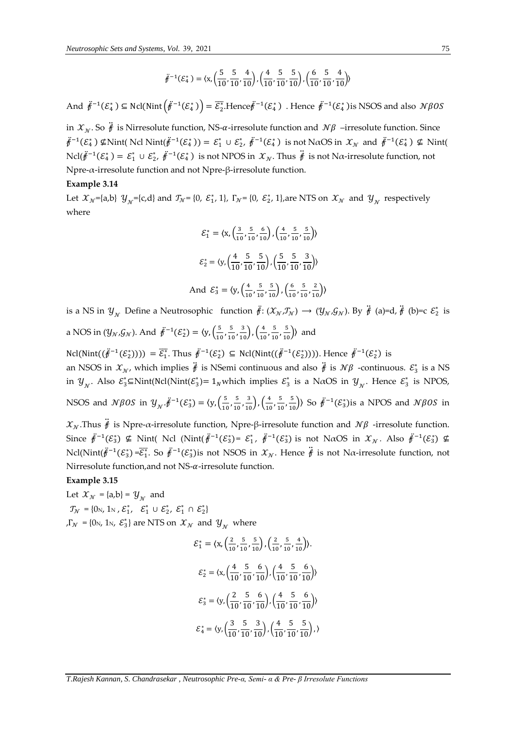$$\ddot{f}^{-1}(\mathcal{E}_4^*) = \langle x, \left(\frac{5}{10}, \frac{5}{10}, \frac{4}{10}\right), \left(\frac{4}{10}, \frac{5}{10}, \frac{5}{10}\right), \left(\frac{6}{10}, \frac{5}{10}, \frac{4}{10}\right) \rangle$$

And $\ddot{f}^{-1}(\mathcal{E}_4^*) \subseteq \mathrm{Ncl}(\mathrm{Nint}\left(\ddot{f}^{-1}(\mathcal{E}_4^*)\right) = \overline{\mathcal{E}_2^*}$.Hence$\ddot{f}^{-1}(\mathcal{E}_4^*)$ . Hence $\ddot{f}^{-1}(\mathcal{E}_4^*)$is NSOS and also $\mathcal{N}\beta OS$ in $\mathcal{X}_{\mathcal{N}}$. So $\ddot{f}$ is Nirresolute function, NS-$\alpha$-irresolute function and $\mathcal{N}\beta$ –irresolute function. Since $\ddot{f}^{-1}(\mathcal{E}_4^*) \nsubseteq$Nint( Ncl Nint($\ddot{f}^{-1}(\mathcal{E}_4^*)$) = $\mathcal{E}_1^* \cup \mathcal{E}_2^*$, $\ddot{f}^{-1}(\mathcal{E}_4^*)$ is not N$\alpha$OS in $\mathcal{X}_{\mathcal{N}}$ and $\ddot{f}^{-1}(\mathcal{E}_4^*) \nsubseteq$ Nint( Ncl($\ddot{f}^{-1}(\mathcal{E}_4^*)$ = $\mathcal{E}_1^* \cup \mathcal{E}_2^*$, $\ddot{f}^{-1}(\mathcal{E}_4^*)$ is not NPOS in $\mathcal{X}_{\mathcal{N}}$. Thus $\ddot{f}$ is not N$\alpha$-irresolute function, not Npre-$\alpha$-irresolute function and not Npre-$\beta$-irresolute function.

**Example 3.14**

Let $\mathcal{X}_{\mathcal{N}}$={a,b} $\mathcal{Y}_{\mathcal{N}}$={c,d} and $\mathcal{T}_{\mathcal{N}}$= {0, $\mathcal{E}_1^*$, 1}, $\Gamma_{\mathcal{N}}$= {0, $\mathcal{E}_2^*$, 1},are NTS on $\mathcal{X}_{\mathcal{N}}$ and $\mathcal{Y}_{\mathcal{N}}$ respectively where

$$\mathcal{E}_1^* = \langle x, \left(\tfrac{3}{10}, \tfrac{5}{10}, \tfrac{6}{10}\right), \left(\tfrac{4}{10}, \tfrac{5}{10}, \tfrac{5}{10}\right) \rangle$$

$$\mathcal{E}_2^* = \langle y, \left(\frac{4}{10}, \frac{5}{10}, \frac{5}{10}\right), \left(\frac{5}{10}, \frac{5}{10}, \frac{3}{10}\right) \rangle$$

$$\text{And } \mathcal{E}_3^* = \langle y, \left(\tfrac{4}{10}, \tfrac{5}{10}, \tfrac{5}{10}\right), \left(\tfrac{6}{10}, \tfrac{5}{10}, \tfrac{2}{10}\right) \rangle$$

is a NS in $\mathcal{Y}_{\mathcal{N}}$ Define a Neutrosophic function $\ddot{f}$: ($\mathcal{X}_{\mathcal{N}}$,$\mathcal{T}_{\mathcal{N}}$) $\longrightarrow$ ($\mathcal{Y}_{\mathcal{N}}$,$\mathcal{G}_{\mathcal{N}}$). By $\ddot{f}$ (a)=d, $\ddot{f}$ (b)=c $\mathcal{E}_2^*$ is a NOS in ($\mathcal{Y}_{\mathcal{N}}$,$\mathcal{G}_{\mathcal{N}}$). And $\ddot{f}^{-1}(\mathcal{E}_2^*) = \langle y, \left(\tfrac{5}{10}, \tfrac{5}{10}, \tfrac{3}{10}\right), \left(\tfrac{4}{10}, \tfrac{5}{10}, \tfrac{5}{10}\right) \rangle$ and

Ncl(Nint(($\ddot{f}^{-1}(\mathcal{E}_2^*)$))) $= \overline{\mathcal{E}_1^*}$. Thus $\ddot{f}^{-1}(\mathcal{E}_2^*) \subseteq$ Ncl(Nint(($\ddot{f}^{-1}(\mathcal{E}_2^*)$))). Hence $\ddot{f}^{-1}(\mathcal{E}_2^*)$ is an NSOS in $\mathcal{X}_{\mathcal{N}}$, which implies $\ddot{f}$ is NSemi continuous and also $\ddot{f}$ is $\mathcal{N}\beta$ -continuous. $\mathcal{E}_3^*$ is a NS in $\mathcal{Y}_{\mathcal{N}}$. Also $\mathcal{E}_3^* \subseteq$Nint(Ncl(Nint($\mathcal{E}_3^*$)= $1_{\mathcal{N}}$which implies $\mathcal{E}_3^*$ is a N$\alpha$OS in $\mathcal{Y}_{\mathcal{N}}$. Hence $\mathcal{E}_3^*$ is NPOS, NSOS and $\mathcal{N}\beta OS$ in $\mathcal{Y}_{\mathcal{N}}$.$\ddot{f}^{-1}(\mathcal{E}_3^*) = \langle y, \left(\tfrac{5}{10}, \tfrac{5}{10}, \tfrac{3}{10}\right), \left(\tfrac{4}{10}, \tfrac{5}{10}, \tfrac{5}{10}\right) \rangle$ So $\ddot{f}^{-1}(\mathcal{E}_3^*)$is a NPOS and $\mathcal{N}\beta OS$ in $\mathcal{X}_{\mathcal{N}}$.Thus $\ddot{f}$ is Npre-$\alpha$-irresolute function, Npre-$\beta$-irresolute function and $\mathcal{N}\beta$ -irresolute function. Since $\ddot{f}^{-1}(\mathcal{E}_3^*) \nsubseteq$ Nint( Ncl (Nint($\ddot{f}^{-1}(\mathcal{E}_3^*)$= $\mathcal{E}_1^*$, $\ddot{f}^{-1}(\mathcal{E}_3^*)$ is not N$\alpha$OS in $\mathcal{X}_{\mathcal{N}}$. Also $\ddot{f}^{-1}(\mathcal{E}_3^*) \nsubseteq$ Ncl(Nint($\ddot{f}^{-1}(\mathcal{E}_3^*)$ =$\overline{\mathcal{E}_1^*}$. So $\ddot{f}^{-1}(\mathcal{E}_3^*)$is not NSOS in $\mathcal{X}_{\mathcal{N}}$. Hence $\ddot{f}$ is not N$\alpha$-irresolute function, not Nirresolute function,and not NS-$\alpha$-irresolute function.

**Example 3.15**

Let $\mathcal{X}_{\mathcal{N}}$ = {a,b} = $\mathcal{Y}_{\mathcal{N}}$ and

$\mathcal{T}_{\mathcal{N}}$ = {$0_N$, $1_N$ , $\mathcal{E}_1^*$, $\mathcal{E}_1^* \cup \mathcal{E}_2^*$, $\mathcal{E}_1^* \cap \mathcal{E}_2^*$}

,$\Gamma_{\mathcal{N}}$ = {$0_N$, $1_N$, $\mathcal{E}_3^*$} are NTS on $\mathcal{X}_{\mathcal{N}}$ and $\mathcal{Y}_{\mathcal{N}}$ where

$$\mathcal{E}_1^* = \langle x, \left(\tfrac{2}{10}, \tfrac{5}{10}, \tfrac{5}{10}\right), \left(\tfrac{2}{10}, \tfrac{5}{10}, \tfrac{4}{10}\right) \rangle.$$

$$\mathcal{E}_2^* = \langle x, \left(\frac{4}{10}, \frac{5}{10}, \frac{6}{10}\right), \left(\frac{4}{10}, \frac{5}{10}, \frac{6}{10}\right) \rangle$$

$$\mathcal{E}_3^* = \langle y, \left(\frac{2}{10}, \frac{5}{10}, \frac{6}{10}\right), \left(\frac{4}{10}, \frac{5}{10}, \frac{6}{10}\right) \rangle$$

$$\mathcal{E}_4^* = \langle y, \left(\frac{3}{10}, \frac{5}{10}, \frac{3}{10}\right), \left(\frac{4}{10}, \frac{5}{10}, \frac{5}{10}\right), \rangle$$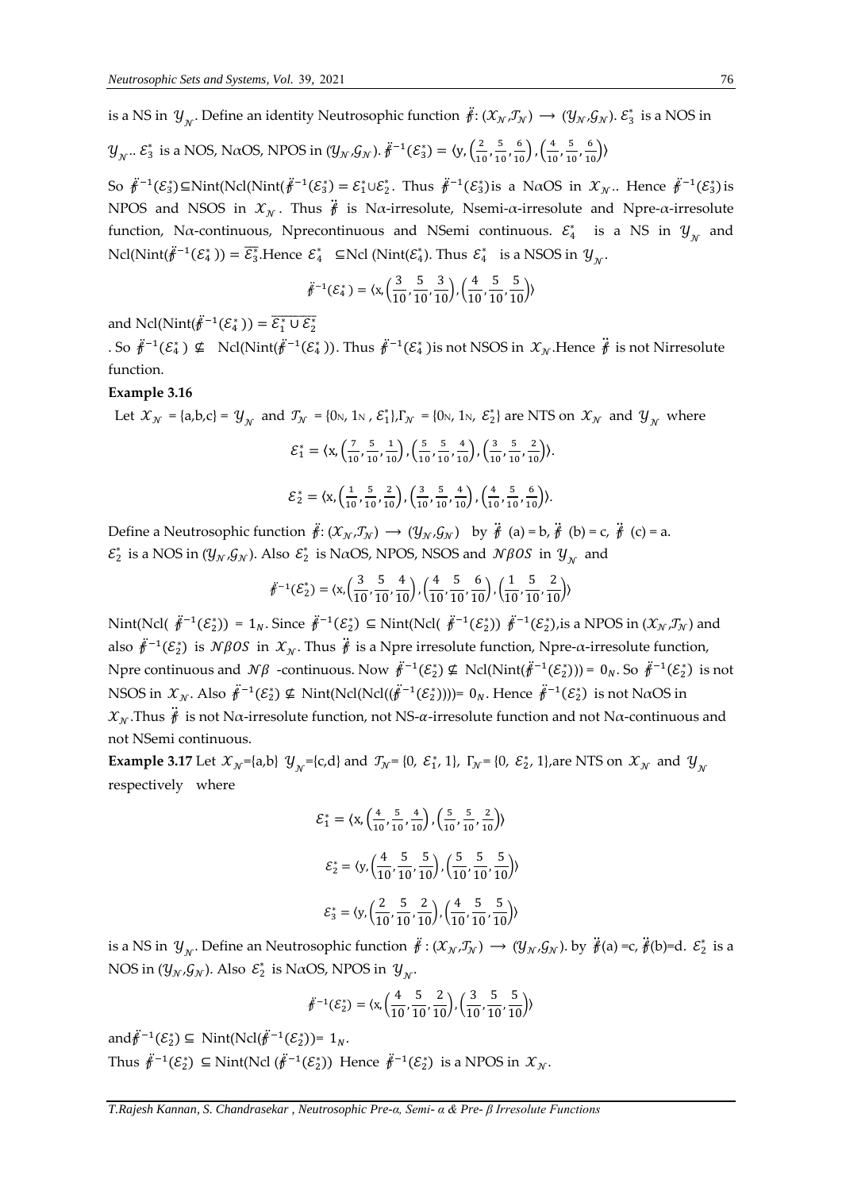is a NS in $\mathcal{Y}_{\mathcal{N}}$. Define an identity Neutrosophic function $\ddot{f}: (\mathcal{X}_{\mathcal{N}},\mathcal{T}_{\mathcal{N}}) \longrightarrow (\mathcal{Y}_{\mathcal{N}},\mathcal{G}_{\mathcal{N}})$. $\mathcal{E}_3^*$ is a NOS in $\mathcal{Y}_{\mathcal{N}}$.. $\mathcal{E}_3^*$ is a NOS, N$\alpha$OS, NPOS in $(\mathcal{Y}_{\mathcal{N}},\mathcal{G}_{\mathcal{N}})$. $\ddot{f}^{-1}(\mathcal{E}_3^*) = \langle y, \left(\frac{2}{10},\frac{5}{10},\frac{6}{10}\right), \left(\frac{4}{10},\frac{5}{10},\frac{6}{10}\right)\rangle$

So $\ddot{f}^{-1}(\mathcal{E}_3^*) \subseteq$Nint(Ncl(Nint($\ddot{f}^{-1}(\mathcal{E}_3^*) = \mathcal{E}_1^* \cup \mathcal{E}_2^*$. Thus $\ddot{f}^{-1}(\mathcal{E}_3^*)$is a N$\alpha$OS in $\mathcal{X}_{\mathcal{N}}$.. Hence $\ddot{f}^{-1}(\mathcal{E}_3^*)$ is NPOS and NSOS in $\mathcal{X}_{\mathcal{N}}$. Thus $\ddot{f}$ is N$\alpha$-irresolute, Nsemi-$\alpha$-irresolute and Npre-$\alpha$-irresolute function, N$\alpha$-continuous, Nprecontinuous and NSemi continuous. $\mathcal{E}_4^*$ is a NS in $\mathcal{Y}_{\mathcal{N}}$ and Ncl(Nint($\ddot{f}^{-1}(\mathcal{E}_4^*)$)) = $\overline{\mathcal{E}_3^*}$.Hence $\mathcal{E}_4^* \subseteq$Ncl (Nint($\mathcal{E}_4^*$). Thus $\mathcal{E}_4^*$ is a NSOS in $\mathcal{Y}_{\mathcal{N}}$.

$$\ddot{f}^{-1}(\mathcal{E}_4^*) = \langle x, \left(\frac{3}{10},\frac{5}{10},\frac{3}{10}\right), \left(\frac{4}{10},\frac{5}{10},\frac{5}{10}\right)\rangle$$

and Ncl(Nint($\ddot{f}^{-1}(\mathcal{E}_4^*)$)) = $\overline{\mathcal{E}_1^* \cup \mathcal{E}_2^*}$

. So $\ddot{f}^{-1}(\mathcal{E}_4^*) \nsubseteq$ Ncl(Nint($\ddot{f}^{-1}(\mathcal{E}_4^*)$)). Thus $\ddot{f}^{-1}(\mathcal{E}_4^*)$is not NSOS in $\mathcal{X}_{\mathcal{N}}$.Hence $\ddot{f}$ is not Nirresolute function.

**Example 3.16**

Let $\mathcal{X}_{\mathcal{N}}$ = {a,b,c} = $\mathcal{Y}_{\mathcal{N}}$ and $\mathcal{T}_{\mathcal{N}}$ = {$0_N$, $1_N$, $\mathcal{E}_1^*$},$\Gamma_{\mathcal{N}}$ = {$0_N$, $1_N$, $\mathcal{E}_2^*$} are NTS on $\mathcal{X}_{\mathcal{N}}$ and $\mathcal{Y}_{\mathcal{N}}$ where

$$\mathcal{E}_1^* = \langle x, \left(\tfrac{7}{10},\tfrac{5}{10},\tfrac{1}{10}\right), \left(\tfrac{5}{10},\tfrac{5}{10},\tfrac{4}{10}\right), \left(\tfrac{3}{10},\tfrac{5}{10},\tfrac{2}{10}\right)\rangle.$$

$$\mathcal{E}_2^* = \langle x, \left(\tfrac{1}{10},\tfrac{5}{10},\tfrac{2}{10}\right), \left(\tfrac{3}{10},\tfrac{5}{10},\tfrac{4}{10}\right), \left(\tfrac{4}{10},\tfrac{5}{10},\tfrac{6}{10}\right)\rangle.$$

Define a Neutrosophic function $\ddot{f}: (\mathcal{X}_{\mathcal{N}},\mathcal{T}_{\mathcal{N}}) \longrightarrow (\mathcal{Y}_{\mathcal{N}},\mathcal{G}_{\mathcal{N}})$ by $\ddot{f}$ (a) = b, $\ddot{f}$ (b) = c, $\ddot{f}$ (c) = a.
$\mathcal{E}_2^*$ is a NOS in $(\mathcal{Y}_{\mathcal{N}},\mathcal{G}_{\mathcal{N}})$. Also $\mathcal{E}_2^*$ is N$\alpha$OS, NPOS, NSOS and $\mathcal{N}\beta OS$ in $\mathcal{Y}_{\mathcal{N}}$ and

$$\ddot{f}^{-1}(\mathcal{E}_2^*) = \langle x, \left(\frac{3}{10},\frac{5}{10},\frac{4}{10}\right), \left(\frac{4}{10},\frac{5}{10},\frac{6}{10}\right), \left(\frac{1}{10},\frac{5}{10},\frac{2}{10}\right)\rangle$$

Nint(Ncl( $\ddot{f}^{-1}(\mathcal{E}_2^*)$) = $1_N$. Since $\ddot{f}^{-1}(\mathcal{E}_2^*) \subseteq$ Nint(Ncl( $\ddot{f}^{-1}(\mathcal{E}_2^*)$) $\ddot{f}^{-1}(\mathcal{E}_2^*)$,is a NPOS in $(\mathcal{X}_{\mathcal{N}},\mathcal{T}_{\mathcal{N}})$ and also $\ddot{f}^{-1}(\mathcal{E}_2^*)$ is $\mathcal{N}\beta OS$ in $\mathcal{X}_{\mathcal{N}}$. Thus $\ddot{f}$ is a Npre irresolute function, Npre-$\alpha$-irresolute function, Npre continuous and $\mathcal{N}\beta$ -continuous. Now $\ddot{f}^{-1}(\mathcal{E}_2^*) \nsubseteq$ Ncl(Nint($\ddot{f}^{-1}(\mathcal{E}_2^*)$)) = $0_N$. So $\ddot{f}^{-1}(\mathcal{E}_2^*)$ is not NSOS in $\mathcal{X}_{\mathcal{N}}$. Also $\ddot{f}^{-1}(\mathcal{E}_2^*) \nsubseteq$ Nint(Ncl(Ncl(($\ddot{f}^{-1}(\mathcal{E}_2^*)$))))= $0_N$. Hence $\ddot{f}^{-1}(\mathcal{E}_2^*)$ is not N$\alpha$OS in $\mathcal{X}_{\mathcal{N}}$.Thus $\ddot{f}$ is not N$\alpha$-irresolute function, not NS-$\alpha$-irresolute function and not N$\alpha$-continuous and not NSemi continuous.

**Example 3.17** Let $\mathcal{X}_{\mathcal{N}}$={a,b} $\mathcal{Y}_{\mathcal{N}}$={c,d} and $\mathcal{T}_{\mathcal{N}}$= {0, $\mathcal{E}_1^*$, 1}, $\Gamma_{\mathcal{N}}$= {0, $\mathcal{E}_2^*$, 1},are NTS on $\mathcal{X}_{\mathcal{N}}$ and $\mathcal{Y}_{\mathcal{N}}$ respectively where

$$\mathcal{E}_1^* = \langle x, \left(\tfrac{4}{10},\tfrac{5}{10},\tfrac{4}{10}\right), \left(\tfrac{5}{10},\tfrac{5}{10},\tfrac{2}{10}\right)\rangle$$

$$\mathcal{E}_2^* = \langle y, \left(\frac{4}{10},\frac{5}{10},\frac{5}{10}\right), \left(\frac{5}{10},\frac{5}{10},\frac{5}{10}\right)\rangle$$

$$\mathcal{E}_3^* = \langle y, \left(\frac{2}{10},\frac{5}{10},\frac{2}{10}\right), \left(\frac{4}{10},\frac{5}{10},\frac{5}{10}\right)\rangle$$

is a NS in $\mathcal{Y}_{\mathcal{N}}$. Define an Neutrosophic function $\ddot{f} : (\mathcal{X}_{\mathcal{N}},\mathcal{T}_{\mathcal{N}}) \longrightarrow (\mathcal{Y}_{\mathcal{N}},\mathcal{G}_{\mathcal{N}})$. by $\ddot{f}$(a) =c, $\ddot{f}$(b)=d. $\mathcal{E}_2^*$ is a NOS in $(\mathcal{Y}_{\mathcal{N}},\mathcal{G}_{\mathcal{N}})$. Also $\mathcal{E}_2^*$ is N$\alpha$OS, NPOS in $\mathcal{Y}_{\mathcal{N}}$.

$$\ddot{f}^{-1}(\mathcal{E}_2^*) = \langle x, \left(\frac{4}{10},\frac{5}{10},\frac{2}{10}\right), \left(\frac{3}{10},\frac{5}{10},\frac{5}{10}\right)\rangle$$

and$\ddot{f}^{-1}(\mathcal{E}_2^*) \subseteq$ Nint(Ncl($\ddot{f}^{-1}(\mathcal{E}_2^*)$))= $1_N$.

Thus $\ddot{f}^{-1}(\mathcal{E}_2^*) \subseteq$ Nint(Ncl ($\ddot{f}^{-1}(\mathcal{E}_2^*)$)) Hence $\ddot{f}^{-1}(\mathcal{E}_2^*)$ is a NPOS in $\mathcal{X}_{\mathcal{N}}$.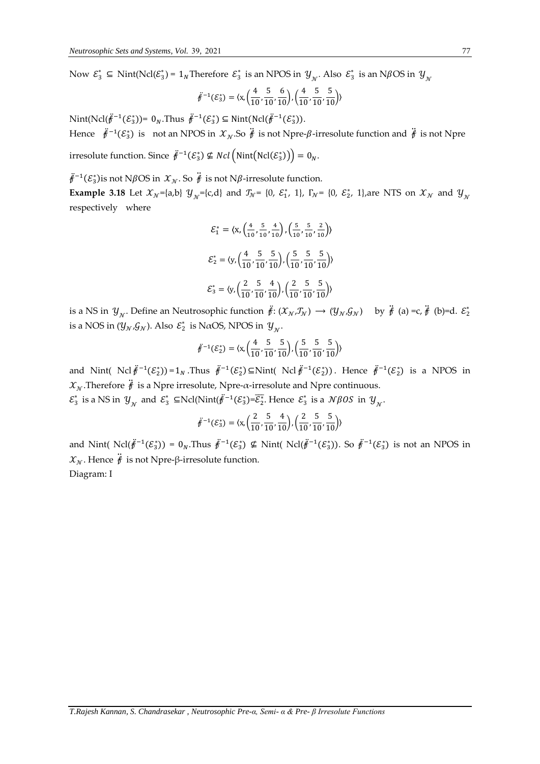Now $\mathcal{E}_3^* \subseteq$ Nint(Ncl($\mathcal{E}_3^*$) = $1_N$ Therefore $\mathcal{E}_3^*$ is an NPOS in $\mathcal{Y}_\mathcal{N}$. Also $\mathcal{E}_3^*$ is an N$\beta$OS in $\mathcal{Y}_\mathcal{N}$

$$\ddot{f}^{-1}(\mathcal{E}_3^*) = \langle x, \left(\frac{4}{10}, \frac{5}{10}, \frac{6}{10}\right), \left(\frac{4}{10}, \frac{5}{10}, \frac{5}{10}\right)\rangle$$

Nint(Ncl($\ddot{f}^{-1}(\mathcal{E}_3^*)$))= $0_N$.Thus $\ddot{f}^{-1}(\mathcal{E}_3^*) \subseteq \text{Nint}(\text{Ncl}(\ddot{f}^{-1}(\mathcal{E}_3^*))$.

Hence $\ddot{f}^{-1}(\mathcal{E}_3^*)$ is not an NPOS in $\mathcal{X}_\mathcal{N}$.So $\ddot{f}$ is not Npre-$\beta$-irresolute function and $\ddot{f}$ is not Npre irresolute function. Since $\ddot{f}^{-1}(\mathcal{E}_3^*) \nsubseteq Ncl\left(\text{Nint}\left(\text{Ncl}(\mathcal{E}_3^*)\right)\right) = 0_N$.

$\ddot{f}^{-1}(\mathcal{E}_3^*)$is not N$\beta$OS in $\mathcal{X}_\mathcal{N}$. So $\ddot{f}$ is not N$\beta$-irresolute function.

**Example 3.18** Let $\mathcal{X}_\mathcal{N}$={a,b} $\mathcal{Y}_\mathcal{N}$={c,d} and $\mathcal{T}_\mathcal{N}$= {0, $\mathcal{E}_1^*$, 1}, $\Gamma_\mathcal{N}$= {0, $\mathcal{E}_2^*$, 1},are NTS on $\mathcal{X}_\mathcal{N}$ and $\mathcal{Y}_\mathcal{N}$ respectively where

$$\mathcal{E}_1^* = \langle x, \left(\frac{4}{10}, \frac{5}{10}, \frac{4}{10}\right), \left(\frac{5}{10}, \frac{5}{10}, \frac{2}{10}\right)\rangle$$

$$\mathcal{E}_2^* = \langle y, \left(\frac{4}{10}, \frac{5}{10}, \frac{5}{10}\right), \left(\frac{5}{10}, \frac{5}{10}, \frac{5}{10}\right)\rangle$$

$$\mathcal{E}_3^* = \langle y, \left(\frac{2}{10}, \frac{5}{10}, \frac{4}{10}\right), \left(\frac{2}{10}, \frac{5}{10}, \frac{5}{10}\right)\rangle$$

is a NS in $\mathcal{Y}_\mathcal{N}$. Define an Neutrosophic function $\ddot{f}$: $(\mathcal{X}_\mathcal{N},\mathcal{T}_\mathcal{N}) \longrightarrow (\mathcal{Y}_\mathcal{N},\mathcal{G}_\mathcal{N})$ by $\ddot{f}$ (a) =c, $\ddot{f}$ (b)=d. $\mathcal{E}_2^*$ is a NOS in $(\mathcal{Y}_\mathcal{N},\mathcal{G}_\mathcal{N})$. Also $\mathcal{E}_2^*$ is N$\alpha$OS, NPOS in $\mathcal{Y}_\mathcal{N}$.

$$\ddot{f}^{-1}(\mathcal{E}_2^*) = \langle x, \left(\frac{4}{10}, \frac{5}{10}, \frac{5}{10}\right), \left(\frac{5}{10}, \frac{5}{10}, \frac{5}{10}\right)\rangle$$

and Nint( Ncl $\ddot{f}^{-1}(\mathcal{E}_2^*)$) = $1_N$ .Thus $\ddot{f}^{-1}(\mathcal{E}_2^*) \subseteq$Nint( Ncl $\ddot{f}^{-1}(\mathcal{E}_2^*)$). Hence $\ddot{f}^{-1}(\mathcal{E}_2^*)$ is a NPOS in $\mathcal{X}_\mathcal{N}$.Therefore $\ddot{f}$ is a Npre irresolute, Npre-$\alpha$-irresolute and Npre continuous.

$\mathcal{E}_3^*$ is a NS in $\mathcal{Y}_\mathcal{N}$ and $\mathcal{E}_3^* \subseteq$Ncl(Nint($\ddot{f}^{-1}(\mathcal{E}_3^*)$=$\overline{\mathcal{E}_2^*}$. Hence $\mathcal{E}_3^*$ is a $\mathcal{N}\beta OS$ in $\mathcal{Y}_\mathcal{N}$.

$$\ddot{f}^{-1}(\mathcal{E}_3^*) = \langle x, \left(\frac{2}{10}, \frac{5}{10}, \frac{4}{10}\right), \left(\frac{2}{10}, \frac{5}{10}, \frac{5}{10}\right)\rangle$$

and Nint( Ncl($\ddot{f}^{-1}(\mathcal{E}_3^*)$) = $0_N$.Thus $\ddot{f}^{-1}(\mathcal{E}_3^*) \nsubseteq$ Nint( Ncl($\ddot{f}^{-1}(\mathcal{E}_3^*)$). So $\ddot{f}^{-1}(\mathcal{E}_3^*)$ is not an NPOS in $\mathcal{X}_\mathcal{N}$. Hence $\ddot{f}$ is not Npre-β-irresolute function.

Diagram: I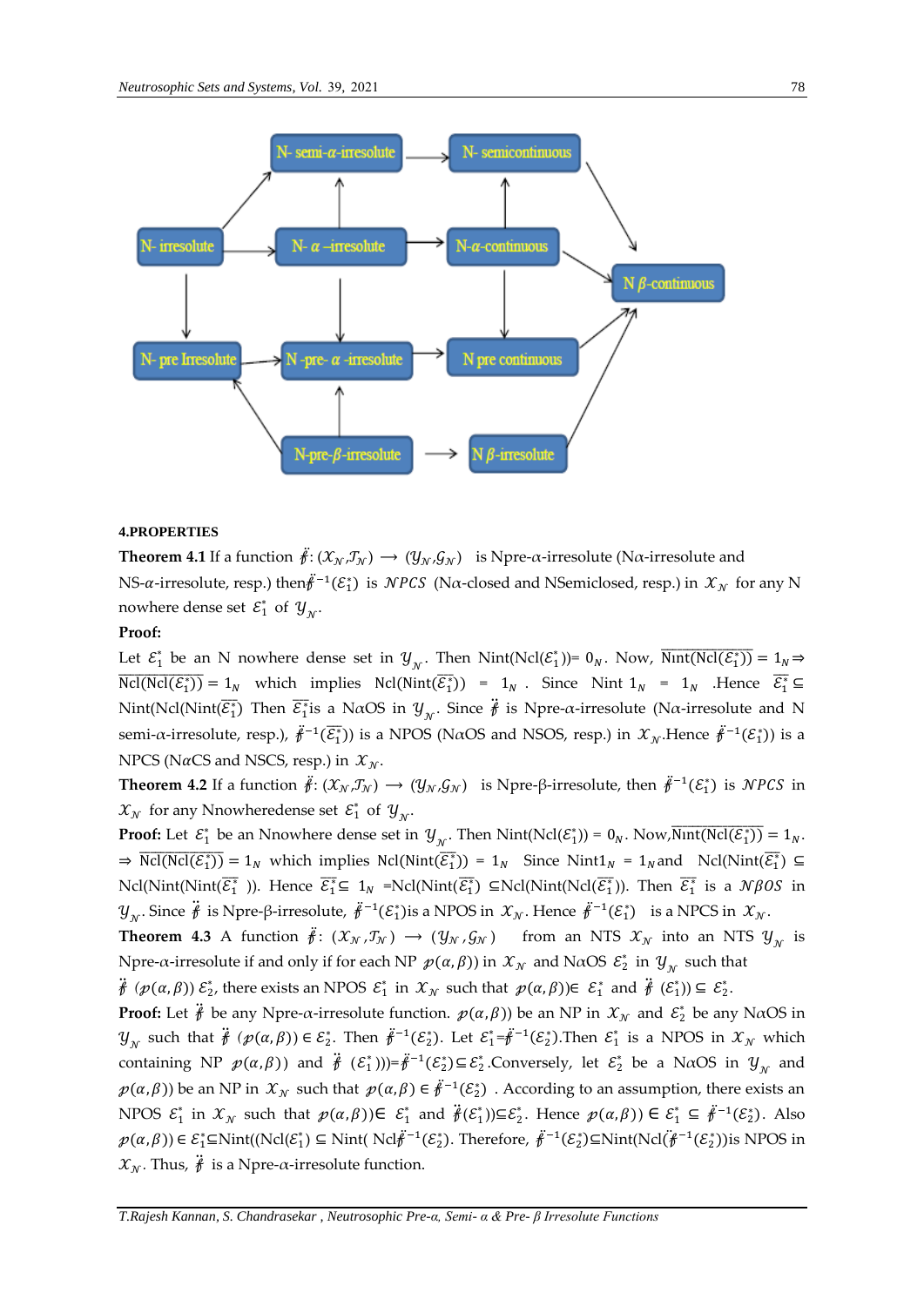#### 4.PROPERTIES

**Theorem 4.1** If a function $\ddot{f}: (\mathcal{X}_{\mathcal{N}}, \mathcal{T}_{\mathcal{N}}) \longrightarrow (\mathcal{Y}_{\mathcal{N}}, \mathcal{G}_{\mathcal{N}})$ is Npre-$\alpha$-irresolute (N$\alpha$-irresolute and NS-$\alpha$-irresolute, resp.) then $\ddot{f}^{-1}(\mathcal{E}_1^*)$ is $\mathcal{NPCS}$ (N$\alpha$-closed and NSemiclosed, resp.) in $\mathcal{X}_{\mathcal{N}}$ for any N nowhere dense set $\mathcal{E}_1^*$ of $\mathcal{Y}_{\mathcal{N}}$.

**Proof:**

Let $\mathcal{E}_1^*$ be an N nowhere dense set in $\mathcal{Y}_{\mathcal{N}}$. Then Nint(Ncl($\mathcal{E}_1^*$))= $0_N$. Now, $\overline{\text{Nint(Ncl}(\mathcal{E}_1^*))} = 1_N \Rightarrow \overline{\text{Ncl(Ncl}(\overline{\mathcal{E}_1^*}))} = 1_N$ which implies Ncl(Nint($\overline{\mathcal{E}_1^*}$)) = $1_N$ . Since Nint $1_N$ = $1_N$ .Hence $\overline{\mathcal{E}_1^*} \subseteq$ Nint(Ncl(Nint($\overline{\mathcal{E}_1^*}$) Then $\overline{\mathcal{E}_1^*}$is a N$\alpha$OS in $\mathcal{Y}_{\mathcal{N}}$. Since $\ddot{f}$ is Npre-$\alpha$-irresolute (N$\alpha$-irresolute and N semi-$\alpha$-irresolute, resp.), $\ddot{f}^{-1}(\overline{\mathcal{E}_1^*})$ is a NPOS (N$\alpha$OS and NSOS, resp.) in $\mathcal{X}_{\mathcal{N}}$.Hence $\ddot{f}^{-1}(\mathcal{E}_1^*)$ is a NPCS (N$\alpha$CS and NSCS, resp.) in $\mathcal{X}_{\mathcal{N}}$.

**Theorem 4.2** If a function $\ddot{f}: (\mathcal{X}_{\mathcal{N}}, \mathcal{T}_{\mathcal{N}}) \longrightarrow (\mathcal{Y}_{\mathcal{N}}, \mathcal{G}_{\mathcal{N}})$ is Npre-β-irresolute, then $\ddot{f}^{-1}(\mathcal{E}_1^*)$ is $\mathcal{NPCS}$ in $\mathcal{X}_{\mathcal{N}}$ for any Nnowheredense set $\mathcal{E}_1^*$ of $\mathcal{Y}_{\mathcal{N}}$.

**Proof:** Let $\mathcal{E}_1^*$ be an Nnowhere dense set in $\mathcal{Y}_{\mathcal{N}}$. Then Nint(Ncl($\mathcal{E}_1^*$)) = $0_N$. Now,$\overline{\text{Nint(Ncl}(\mathcal{E}_1^*))} = 1_N$. $\Rightarrow \overline{\text{Ncl(Ncl}(\mathcal{E}_1^*))} = 1_N$ which implies Ncl(Nint($\overline{\mathcal{E}_1^*}$)) = $1_N$ Since Nint$1_N$ = $1_N$and Ncl(Nint($\overline{\mathcal{E}_1^*}$) $\subseteq$ Ncl(Nint(Ncl($\overline{\mathcal{E}_1^*}$ )). Hence $\overline{\mathcal{E}_1^*} \subseteq$ $1_N$ =Ncl(Nint($\overline{\mathcal{E}_1^*}$) $\subseteq$Ncl(Nint(Ncl($\overline{\mathcal{E}_1^*}$)). Then $\overline{\mathcal{E}_1^*}$ is a $\mathcal{N}\beta\mathcal{OS}$ in $\mathcal{Y}_{\mathcal{N}}$. Since $\ddot{f}$ is Npre-β-irresolute, $\ddot{f}^{-1}(\mathcal{E}_1^*)$is a NPOS in $\mathcal{X}_{\mathcal{N}}$. Hence $\ddot{f}^{-1}(\mathcal{E}_1^*)$ is a NPCS in $\mathcal{X}_{\mathcal{N}}$.

**Theorem 4.3** A function $\ddot{f}: (\mathcal{X}_{\mathcal{N}}, \mathcal{T}_{\mathcal{N}}) \longrightarrow (\mathcal{Y}_{\mathcal{N}}, \mathcal{G}_{\mathcal{N}})$ from an NTS $\mathcal{X}_{\mathcal{N}}$ into an NTS $\mathcal{Y}_{\mathcal{N}}$ is Npre-$\alpha$-irresolute if and only if for each NP $\wp(\alpha,\beta)$) in $\mathcal{X}_{\mathcal{N}}$ and N$\alpha$OS $\mathcal{E}_2^*$ in $\mathcal{Y}_{\mathcal{N}}$ such that $\ddot{f}$ ($\wp(\alpha,\beta)$) $\mathcal{E}_2^*$, there exists an NPOS $\mathcal{E}_1^*$ in $\mathcal{X}_{\mathcal{N}}$ such that $\wp(\alpha,\beta)$)$\in$ $\mathcal{E}_1^*$ and $\ddot{f}$ ($\mathcal{E}_1^*$)) $\subseteq$ $\mathcal{E}_2^*$.

**Proof:** Let $\ddot{f}$ be any Npre-$\alpha$-irresolute function. $\wp(\alpha,\beta)$) be an NP in $\mathcal{X}_{\mathcal{N}}$ and $\mathcal{E}_2^*$ be any N$\alpha$OS in $\mathcal{Y}_{\mathcal{N}}$ such that $\ddot{f}$ ($\wp(\alpha,\beta)$) $\in \mathcal{E}_2^*$. Then $\ddot{f}^{-1}(\mathcal{E}_2^*)$. Let $\mathcal{E}_1^*$=$\ddot{f}^{-1}(\mathcal{E}_2^*)$.Then $\mathcal{E}_1^*$ is a NPOS in $\mathcal{X}_{\mathcal{N}}$ which containing NP $\wp(\alpha,\beta)$) and $\ddot{f}$ ($\mathcal{E}_1^*$ )))=$\ddot{f}^{-1}(\mathcal{E}_2^*)\subseteq\mathcal{E}_2^*$.Conversely, let $\mathcal{E}_2^*$ be a N$\alpha$OS in $\mathcal{Y}_{\mathcal{N}}$ and $\wp(\alpha,\beta)$) be an NP in $\mathcal{X}_{\mathcal{N}}$ such that $\wp(\alpha,\beta) \in \ddot{f}^{-1}(\mathcal{E}_2^*)$ . According to an assumption, there exists an NPOS $\mathcal{E}_1^*$ in $\mathcal{X}_{\mathcal{N}}$ such that $\wp(\alpha,\beta)$)$\in$ $\mathcal{E}_1^*$ and $\ddot{f}(\mathcal{E}_1^*)$)$\subseteq\mathcal{E}_2^*$. Hence $\wp(\alpha,\beta)$) $\in \mathcal{E}_1^* \subseteq \ddot{f}^{-1}(\mathcal{E}_2^*)$. Also $\wp(\alpha,\beta)$) $\in \mathcal{E}_1^*\subseteq$Nint((Ncl($\mathcal{E}_1^*$) $\subseteq$ Nint( Ncl$\ddot{f}^{-1}(\mathcal{E}_2^*)$. Therefore, $\ddot{f}^{-1}(\mathcal{E}_2^*)\subseteq$Nint(Ncl($\ddot{f}^{-1}(\mathcal{E}_2^*)$)is NPOS in $\mathcal{X}_{\mathcal{N}}$. Thus, $\ddot{f}$ is a Npre-$\alpha$-irresolute function.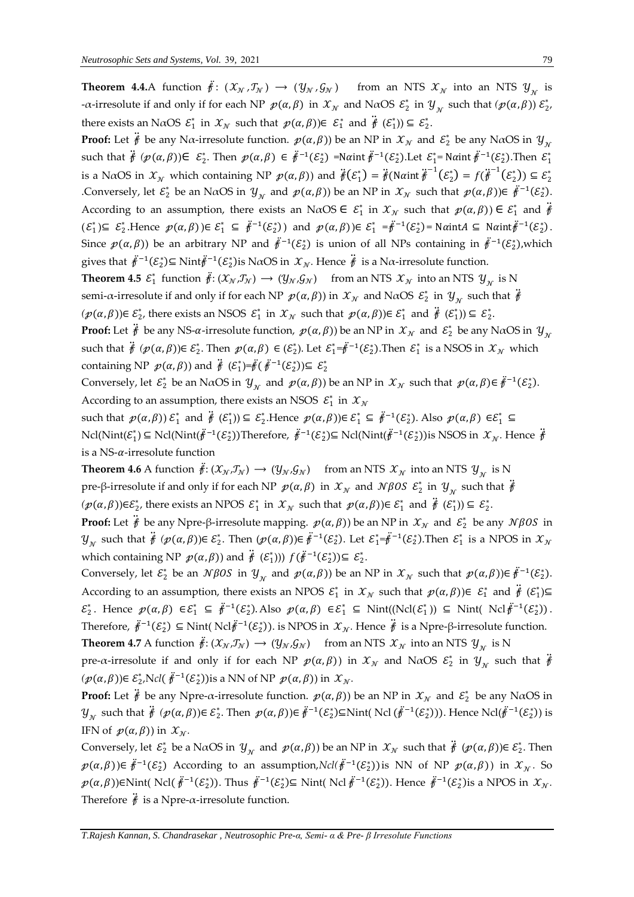**Theorem 4.4.** A function $\ddot{f}: (\mathcal{X}_{\mathcal{N}}, \mathcal{T}_{\mathcal{N}}) \rightarrow (\mathcal{Y}_{\mathcal{N}}, \mathcal{G}_{\mathcal{N}})$ from an NTS $\mathcal{X}_{\mathcal{N}}$ into an NTS $\mathcal{Y}_{\mathcal{N}}$ is -$\alpha$-irresolute if and only if for each NP $p(\alpha,\beta)$ in $\mathcal{X}_{\mathcal{N}}$ and N$\alpha$OS $\mathcal{E}_2^*$ in $\mathcal{Y}_{\mathcal{N}}$ such that $(p(\alpha,\beta))\, \mathcal{E}_2^*$, there exists an N$\alpha$OS $\mathcal{E}_1^*$ in $\mathcal{X}_{\mathcal{N}}$ such that $p(\alpha,\beta)) \in \mathcal{E}_1^*$ and $\ddot{f}\ (\mathcal{E}_1^*)) \subseteq \mathcal{E}_2^*$.

**Proof:** Let $\ddot{f}$ be any N$\alpha$-irresolute function. $p(\alpha,\beta))$ be an NP in $\mathcal{X}_{\mathcal{N}}$ and $\mathcal{E}_2^*$ be any N$\alpha$OS in $\mathcal{Y}_{\mathcal{N}}$ such that $\ddot{f}\ (p(\alpha,\beta)) \in\ \mathcal{E}_2^*$. Then $p(\alpha,\beta)\ \in\ \ddot{f}^{-1}(\mathcal{E}_2^*)$ =N$\alpha$int $\ddot{f}^{-1}(\mathcal{E}_2^*)$.Let $\mathcal{E}_1^*$= N$\alpha$int $\ddot{f}^{-1}(\mathcal{E}_2^*)$.Then $\mathcal{E}_1^*$ is a N$\alpha$OS in $\mathcal{X}_{\mathcal{N}}$ which containing NP $p(\alpha,\beta))$ and $\ddot{f}(\mathcal{E}_1^*) = \ddot{f}(\text{N}\alpha\text{int}\ \ddot{f}^{-1}(\mathcal{E}_2^*) = f(\ddot{f}^{-1}(\mathcal{E}_2^*)) \subseteq \mathcal{E}_2^*$ .Conversely, let $\mathcal{E}_2^*$ be an N$\alpha$OS in $\mathcal{Y}_{\mathcal{N}}$ and $p(\alpha,\beta))$ be an NP in $\mathcal{X}_{\mathcal{N}}$ such that $p(\alpha,\beta)) \in \ddot{f}^{-1}(\mathcal{E}_2^*)$. According to an assumption, there exists an N$\alpha$OS $\in\ \mathcal{E}_1^*$ in $\mathcal{X}_{\mathcal{N}}$ such that $p(\alpha,\beta)) \in \mathcal{E}_1^*$ and $\ddot{f}$ $(\mathcal{E}_1^*) \subseteq\ \mathcal{E}_2^*$.Hence $p(\alpha,\beta)) \in\ \mathcal{E}_1^*\ \subseteq\ \ddot{f}^{-1}(\mathcal{E}_2^*))$ and $p(\alpha,\beta)) \in\ \mathcal{E}_1^*\ = \ddot{f}^{-1}(\mathcal{E}_2^*)$= N$\alpha$int$A\ \subseteq$ N$\alpha$int$\ddot{f}^{-1}(\mathcal{E}_2^*)$. Since $p(\alpha,\beta))$ be an arbitrary NP and $\ddot{f}^{-1}(\mathcal{E}_2^*)$ is union of all NPs containing in $\ddot{f}^{-1}(\mathcal{E}_2^*)$,which gives that $\ddot{f}^{-1}(\mathcal{E}_2^*) \subseteq$ Nint$\ddot{f}^{-1}(\mathcal{E}_2^*)$is N$\alpha$OS in $\mathcal{X}_{\mathcal{N}}$. Hence $\ddot{f}$ is a N$\alpha$-irresolute function.

**Theorem 4.5** $\mathcal{E}_1^*$ function $\ddot{f}: (\mathcal{X}_{\mathcal{N}}, \mathcal{T}_{\mathcal{N}}) \rightarrow (\mathcal{Y}_{\mathcal{N}}, \mathcal{G}_{\mathcal{N}})$ from an NTS $\mathcal{X}_{\mathcal{N}}$ into an NTS $\mathcal{Y}_{\mathcal{N}}$ is N semi-$\alpha$-irresolute if and only if for each NP $p(\alpha,\beta))$ in $\mathcal{X}_{\mathcal{N}}$ and N$\alpha$OS $\mathcal{E}_2^*$ in $\mathcal{Y}_{\mathcal{N}}$ such that $\ddot{f}$ $(p(\alpha,\beta)) \in \mathcal{E}_2^*$, there exists an NSOS $\mathcal{E}_1^*$ in $\mathcal{X}_{\mathcal{N}}$ such that $p(\alpha,\beta)) \in \mathcal{E}_1^*$ and $\ddot{f}\ (\mathcal{E}_1^*)) \subseteq \mathcal{E}_2^*$.

**Proof:** Let $\ddot{f}$ be any NS-$\alpha$-irresolute function, $p(\alpha,\beta))$ be an NP in $\mathcal{X}_{\mathcal{N}}$ and $\mathcal{E}_2^*$ be any N$\alpha$OS in $\mathcal{Y}_{\mathcal{N}}$ such that $\ddot{f}\ (p(\alpha,\beta)) \in \mathcal{E}_2^*$. Then $p(\alpha,\beta)\ \in (\mathcal{E}_2^*)$. Let $\mathcal{E}_1^*$=$\ddot{f}^{-1}(\mathcal{E}_2^*)$.Then $\mathcal{E}_1^*$ is a NSOS in $\mathcal{X}_{\mathcal{N}}$ which containing NP $p(\alpha,\beta))$ and $\ddot{f}\ (\mathcal{E}_1^*)$=$\ddot{f}(\ \ddot{f}^{-1}(\mathcal{E}_2^*)) \subseteq\ \mathcal{E}_2^*$

Conversely, let $\mathcal{E}_2^*$ be an N$\alpha$OS in $\mathcal{Y}_{\mathcal{N}}$ and $p(\alpha,\beta))$ be an NP in $\mathcal{X}_{\mathcal{N}}$ such that $p(\alpha,\beta) \in \ddot{f}^{-1}(\mathcal{E}_2^*)$. According to an assumption, there exists an NSOS $\mathcal{E}_1^*$ in $\mathcal{X}_{\mathcal{N}}$ such that $p(\alpha,\beta))\ \mathcal{E}_1^*$ and $\ddot{f}\ (\mathcal{E}_1^*)) \subseteq \mathcal{E}_2^*$.Hence $p(\alpha,\beta)) \in \mathcal{E}_1^*\ \subseteq\ \ddot{f}^{-1}(\mathcal{E}_2^*)$. Also $p(\alpha,\beta)\ \in \mathcal{E}_1^*\ \subseteq$ Ncl(Nint($\mathcal{E}_1^*$) $\subseteq$ Ncl(Nint($\ddot{f}^{-1}(\mathcal{E}_2^*)$)Therefore, $\ddot{f}^{-1}(\mathcal{E}_2^*) \subseteq$ Ncl(Nint($\ddot{f}^{-1}(\mathcal{E}_2^*)$)is NSOS in $\mathcal{X}_{\mathcal{N}}$. Hence $\ddot{f}$ is a NS-$\alpha$-irresolute function

**Theorem 4.6** A function $\ddot{f}: (\mathcal{X}_{\mathcal{N}}, \mathcal{T}_{\mathcal{N}}) \rightarrow (\mathcal{Y}_{\mathcal{N}}, \mathcal{G}_{\mathcal{N}})$ from an NTS $\mathcal{X}_{\mathcal{N}}$ into an NTS $\mathcal{Y}_{\mathcal{N}}$ is N pre-β-irresolute if and only if for each NP $p(\alpha,\beta)$ in $\mathcal{X}_{\mathcal{N}}$ and $\mathcal{N}\beta\mathcal{OS}$ $\mathcal{E}_2^*$ in $\mathcal{Y}_{\mathcal{N}}$ such that $\ddot{f}$ $(p(\alpha,\beta)) \in \mathcal{E}_2^*$, there exists an NPOS $\mathcal{E}_1^*$ in $\mathcal{X}_{\mathcal{N}}$ such that $p(\alpha,\beta)) \in \mathcal{E}_1^*$ and $\ddot{f}\ (\mathcal{E}_1^*)) \subseteq \mathcal{E}_2^*$.

**Proof:** Let $\ddot{f}$ be any Npre-β-irresolute mapping. $p(\alpha,\beta))$ be an NP in $\mathcal{X}_{\mathcal{N}}$ and $\mathcal{E}_2^*$ be any $\mathcal{N}\beta\mathcal{OS}$ in $\mathcal{Y}_{\mathcal{N}}$ such that $\ddot{f}\ (p(\alpha,\beta)) \in \mathcal{E}_2^*$. Then $(p(\alpha,\beta)) \in \ddot{f}^{-1}(\mathcal{E}_2^*)$. Let $\mathcal{E}_1^*$=$\ddot{f}^{-1}(\mathcal{E}_2^*)$.Then $\mathcal{E}_1^*$ is a NPOS in $\mathcal{X}_{\mathcal{N}}$ which containing NP $p(\alpha,\beta))$ and $\ddot{f}\ (\mathcal{E}_1^*)))\ f(\ddot{f}^{-1}(\mathcal{E}_2^*)) \subseteq \mathcal{E}_2^*$.

Conversely, let $\mathcal{E}_2^*$ be an $\mathcal{N}\beta\mathcal{OS}$ in $\mathcal{Y}_{\mathcal{N}}$ and $p(\alpha,\beta))$ be an NP in $\mathcal{X}_{\mathcal{N}}$ such that $p(\alpha,\beta)) \in \ddot{f}^{-1}(\mathcal{E}_2^*)$. According to an assumption, there exists an NPOS $\mathcal{E}_1^*$ in $\mathcal{X}_{\mathcal{N}}$ such that $p(\alpha,\beta)) \in\ \mathcal{E}_1^*$ and $\ddot{f}\ (\mathcal{E}_1^*) \subseteq$ $\mathcal{E}_2^*$. Hence $p(\alpha,\beta)\ \in \mathcal{E}_1^*\ \subseteq\ \ddot{f}^{-1}(\mathcal{E}_2^*)$. Also $p(\alpha,\beta)\ \in \mathcal{E}_1^*\ \subseteq$ Nint((Ncl($\mathcal{E}_1^*$)) $\subseteq$ Nint( Ncl$\ddot{f}^{-1}(\mathcal{E}_2^*)$). Therefore, $\ddot{f}^{-1}(\mathcal{E}_2^*)\ \subseteq$ Nint( Ncl$\ddot{f}^{-1}(\mathcal{E}_2^*)$). is NPOS in $\mathcal{X}_{\mathcal{N}}$. Hence $\ddot{f}$ is a Npre-β-irresolute function.

**Theorem 4.7** A function $\ddot{f}: (\mathcal{X}_{\mathcal{N}}, \mathcal{T}_{\mathcal{N}}) \rightarrow (\mathcal{Y}_{\mathcal{N}}, \mathcal{G}_{\mathcal{N}})$ from an NTS $\mathcal{X}_{\mathcal{N}}$ into an NTS $\mathcal{Y}_{\mathcal{N}}$ is N pre-$\alpha$-irresolute if and only if for each NP $p(\alpha,\beta))$ in $\mathcal{X}_{\mathcal{N}}$ and N$\alpha$OS $\mathcal{E}_2^*$ in $\mathcal{Y}_{\mathcal{N}}$ such that $\ddot{f}$ $(p(\alpha,\beta)) \in \mathcal{E}_2^*$,N$cl$( $\ddot{f}^{-1}(\mathcal{E}_2^*)$)is a NN of NP $p(\alpha,\beta))$ in $\mathcal{X}_{\mathcal{N}}$.

**Proof:** Let $\ddot{f}$ be any Npre-$\alpha$-irresolute function. $p(\alpha,\beta))$ be an NP in $\mathcal{X}_{\mathcal{N}}$ and $\mathcal{E}_2^*$ be any N$\alpha$OS in $\mathcal{Y}_{\mathcal{N}}$ such that $\ddot{f}\ (p(\alpha,\beta)) \in \mathcal{E}_2^*$. Then $p(\alpha,\beta)) \in \ddot{f}^{-1}(\mathcal{E}_2^*) \subseteq$Nint( Ncl ($\ddot{f}^{-1}(\mathcal{E}_2^*)$)). Hence Ncl($\ddot{f}^{-1}(\mathcal{E}_2^*)$) is IFN of $p(\alpha,\beta))$ in $\mathcal{X}_{\mathcal{N}}$.

Conversely, let $\mathcal{E}_2^*$ be a N$\alpha$OS in $\mathcal{Y}_{\mathcal{N}}$ and $p(\alpha,\beta))$ be an NP in $\mathcal{X}_{\mathcal{N}}$ such that $\ddot{f}\ (p(\alpha,\beta)) \in \mathcal{E}_2^*$. Then $p(\alpha,\beta)) \in\ \ddot{f}^{-1}(\mathcal{E}_2^*)$ According to an assumption,$Ncl$($\ddot{f}^{-1}(\mathcal{E}_2^*)$)is NN of NP $p(\alpha,\beta))$ in $\mathcal{X}_{\mathcal{N}}$. So $p(\alpha,\beta)) \in$Nint( Ncl( $\ddot{f}^{-1}(\mathcal{E}_2^*)$). Thus $\ddot{f}^{-1}(\mathcal{E}_2^*) \subseteq$ Nint( Ncl $\ddot{f}^{-1}(\mathcal{E}_2^*)$). Hence $\ddot{f}^{-1}(\mathcal{E}_2^*)$is a NPOS in $\mathcal{X}_{\mathcal{N}}$. Therefore $\ddot{f}$ is a Npre-$\alpha$-irresolute function.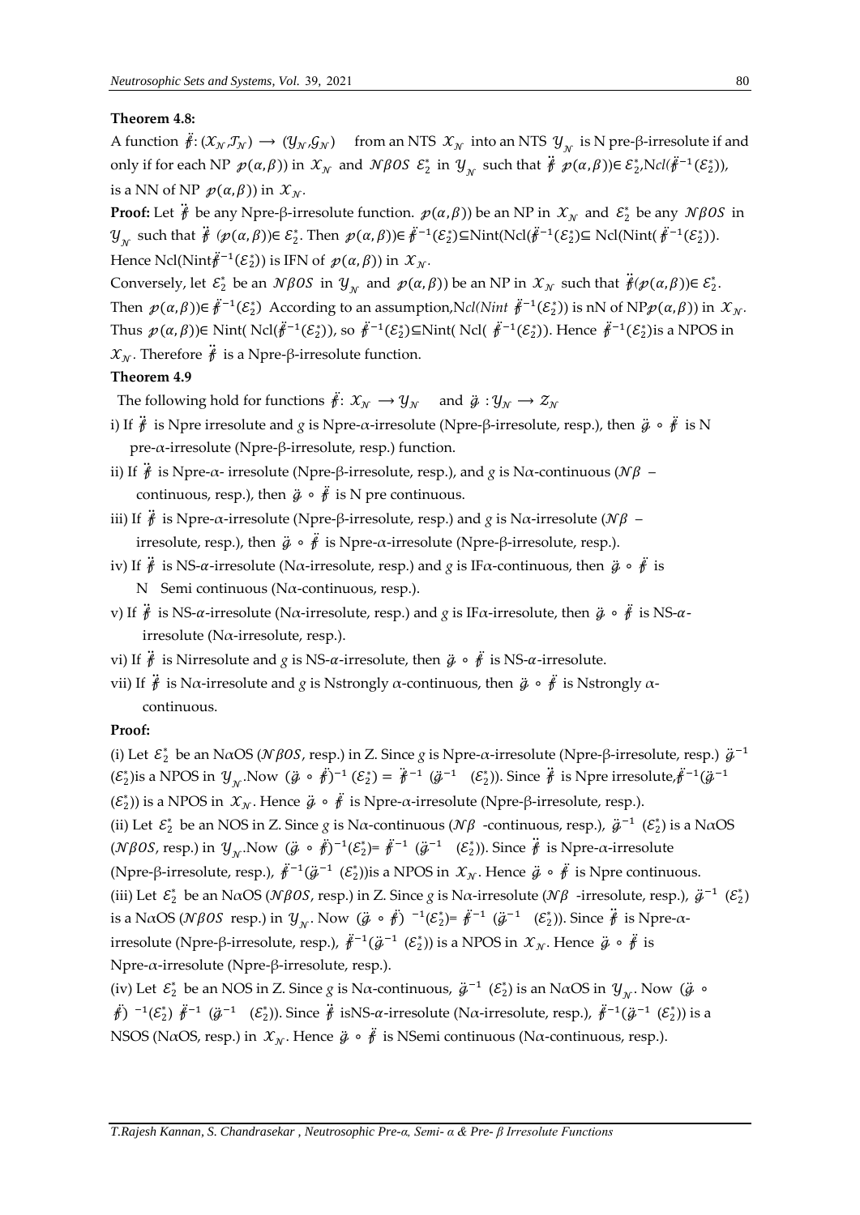**Theorem 4.8:**

A function $\ddot{f}: (\mathcal{X}_{\mathcal{N}}, \mathcal{T}_{\mathcal{N}}) \longrightarrow (\mathcal{Y}_{\mathcal{N}}, \mathcal{G}_{\mathcal{N}})$ from an NTS $\mathcal{X}_{\mathcal{N}}$ into an NTS $\mathcal{Y}_{\mathcal{N}}$ is N pre-β-irresolute if and only if for each NP $\wp(\alpha,\beta))$ in $\mathcal{X}_{\mathcal{N}}$ and $\mathcal{N}\beta OS$ $\mathcal{E}_2^*$ in $\mathcal{Y}_{\mathcal{N}}$ such that $\ddot{f}$ $\wp(\alpha,\beta))\in \mathcal{E}_2^*$, $Ncl(\ddot{f}^{-1}(\mathcal{E}_2^*))$, is a NN of NP $\wp(\alpha,\beta))$ in $\mathcal{X}_{\mathcal{N}}$.

**Proof:** Let $\ddot{f}$ be any Npre-β-irresolute function. $\wp(\alpha,\beta))$ be an NP in $\mathcal{X}_{\mathcal{N}}$ and $\mathcal{E}_2^*$ be any $\mathcal{N}\beta OS$ in $\mathcal{Y}_{\mathcal{N}}$ such that $\ddot{f}$ $(\wp(\alpha,\beta))\in \mathcal{E}_2^*$. Then $\wp(\alpha,\beta))\in \ddot{f}^{-1}(\mathcal{E}_2^*)\subseteq$Nint(Ncl($\ddot{f}^{-1}(\mathcal{E}_2^*)\subseteq$ Ncl(Nint( $\ddot{f}^{-1}(\mathcal{E}_2^*)$)). Hence Ncl(Nint$\ddot{f}^{-1}(\mathcal{E}_2^*)$) is IFN of $\wp(\alpha,\beta))$ in $\mathcal{X}_{\mathcal{N}}$.

Conversely, let $\mathcal{E}_2^*$ be an $\mathcal{N}\beta OS$ in $\mathcal{Y}_{\mathcal{N}}$ and $\wp(\alpha,\beta))$ be an NP in $\mathcal{X}_{\mathcal{N}}$ such that $\ddot{f}(\wp(\alpha,\beta))\in \mathcal{E}_2^*$. Then $\wp(\alpha,\beta))\in \ddot{f}^{-1}(\mathcal{E}_2^*)$ According to an assumption,N*cl(Nint* $\ddot{f}^{-1}(\mathcal{E}_2^*)$) is nN of NP$\wp(\alpha,\beta))$ in $\mathcal{X}_{\mathcal{N}}$. Thus $\wp(\alpha,\beta))\in$ Nint( Ncl($\ddot{f}^{-1}(\mathcal{E}_2^*)$)), so $\ddot{f}^{-1}(\mathcal{E}_2^*)\subseteq$Nint( Ncl( $\ddot{f}^{-1}(\mathcal{E}_2^*)$)). Hence $\ddot{f}^{-1}(\mathcal{E}_2^*)$is a NPOS in $\mathcal{X}_{\mathcal{N}}$. Therefore $\ddot{f}$ is a Npre-β-irresolute function.

**Theorem 4.9**

The following hold for functions $\ddot{f}$: $\mathcal{X}_{\mathcal{N}} \longrightarrow \mathcal{Y}_{\mathcal{N}}$ and $\ddot{g}$ : $\mathcal{Y}_{\mathcal{N}} \longrightarrow \mathcal{Z}_{\mathcal{N}}$

i) If $\ddot{f}$ is Npre irresolute and $g$ is Npre-α-irresolute (Npre-β-irresolute, resp.), then $\ddot{g} \circ \ddot{f}$ is N pre-α-irresolute (Npre-β-irresolute, resp.) function.

ii) If $\ddot{f}$ is Npre-α- irresolute (Npre-β-irresolute, resp.), and $g$ is Nα-continuous ($\mathcal{N}\beta$ – continuous, resp.), then $\ddot{g} \circ \ddot{f}$ is N pre continuous.

iii) If $\ddot{f}$ is Npre-α-irresolute (Npre-β-irresolute, resp.) and $g$ is Nα-irresolute ($\mathcal{N}\beta$ – irresolute, resp.), then $\ddot{g} \circ \ddot{f}$ is Npre-α-irresolute (Npre-β-irresolute, resp.).

iv) If $\ddot{f}$ is NS-$\alpha$-irresolute (Nα-irresolute, resp.) and $g$ is IFα-continuous, then $\ddot{g} \circ \ddot{f}$ is N Semi continuous (Nα-continuous, resp.).

v) If $\ddot{f}$ is NS-$\alpha$-irresolute (Nα-irresolute, resp.) and $g$ is IFα-irresolute, then $\ddot{g} \circ \ddot{f}$ is NS-$\alpha$-irresolute (Nα-irresolute, resp.).

vi) If $\ddot{f}$ is Nirresolute and $g$ is NS-$\alpha$-irresolute, then $\ddot{g} \circ \ddot{f}$ is NS-$\alpha$-irresolute.

vii) If $\ddot{f}$ is Nα-irresolute and $g$ is Nstrongly $\alpha$-continuous, then $\ddot{g} \circ \ddot{f}$ is Nstrongly $\alpha$-continuous.

**Proof:**

(i) Let $\mathcal{E}_2^*$ be an NαOS ($\mathcal{N}\beta OS$, resp.) in Z. Since $g$ is Npre-α-irresolute (Npre-β-irresolute, resp.) $\ddot{g}^{-1}$ $(\mathcal{E}_2^*)$is a NPOS in $\mathcal{Y}_{\mathcal{N}}$.Now $(\ddot{g} \circ \ddot{f})^{-1}(\mathcal{E}_2^*) = \ddot{f}^{-1}$ $(\ddot{g}^{-1}$ $(\mathcal{E}_2^*))$. Since $\ddot{f}$ is Npre irresolute,$\ddot{f}^{-1}(\ddot{g}^{-1}$ $(\mathcal{E}_2^*))$ is a NPOS in $\mathcal{X}_{\mathcal{N}}$. Hence $\ddot{g} \circ \ddot{f}$ is Npre-α-irresolute (Npre-β-irresolute, resp.).

(ii) Let $\mathcal{E}_2^*$ be an NOS in Z. Since $g$ is Nα-continuous ($\mathcal{N}\beta$ -continuous, resp.), $\ddot{g}^{-1}$ $(\mathcal{E}_2^*)$ is a NαOS ($\mathcal{N}\beta OS$, resp.) in $\mathcal{Y}_{\mathcal{N}}$.Now $(\ddot{g} \circ \ddot{f})^{-1}(\mathcal{E}_2^*)= \ddot{f}^{-1}$ $(\ddot{g}^{-1}$ $(\mathcal{E}_2^*))$. Since $\ddot{f}$ is Npre-α-irresolute (Npre-β-irresolute, resp.), $\ddot{f}^{-1}(\ddot{g}^{-1}$ $(\mathcal{E}_2^*))$is a NPOS in $\mathcal{X}_{\mathcal{N}}$. Hence $\ddot{g} \circ \ddot{f}$ is Npre continuous.

(iii) Let $\mathcal{E}_2^*$ be an NαOS ($\mathcal{N}\beta OS$, resp.) in Z. Since $g$ is Nα-irresolute ($\mathcal{N}\beta$ -irresolute, resp.), $\ddot{g}^{-1}$ $(\mathcal{E}_2^*)$ is a NαOS ($\mathcal{N}\beta OS$ resp.) in $\mathcal{Y}_{\mathcal{N}}$. Now $(\ddot{g} \circ \ddot{f})$ $^{-1}(\mathcal{E}_2^*)= \ddot{f}^{-1}$ $(\ddot{g}^{-1}$ $(\mathcal{E}_2^*))$. Since $\ddot{f}$ is Npre-α-irresolute (Npre-β-irresolute, resp.), $\ddot{f}^{-1}(\ddot{g}^{-1}$ $(\mathcal{E}_2^*))$ is a NPOS in $\mathcal{X}_{\mathcal{N}}$. Hence $\ddot{g} \circ \ddot{f}$ is Npre-α-irresolute (Npre-β-irresolute, resp.).

(iv) Let $\mathcal{E}_2^*$ be an NOS in Z. Since $g$ is Nα-continuous, $\ddot{g}^{-1}$ $(\mathcal{E}_2^*)$ is an NαOS in $\mathcal{Y}_{\mathcal{N}}$. Now $(\ddot{g} \circ \ddot{f})$ $^{-1}(\mathcal{E}_2^*)$ $\ddot{f}^{-1}$ $(\ddot{g}^{-1}$ $(\mathcal{E}_2^*))$. Since $\ddot{f}$ isNS-$\alpha$-irresolute (Nα-irresolute, resp.), $\ddot{f}^{-1}(\ddot{g}^{-1}$ $(\mathcal{E}_2^*))$ is a NSOS (NαOS, resp.) in $\mathcal{X}_{\mathcal{N}}$. Hence $\ddot{g} \circ \ddot{f}$ is NSemi continuous (Nα-continuous, resp.).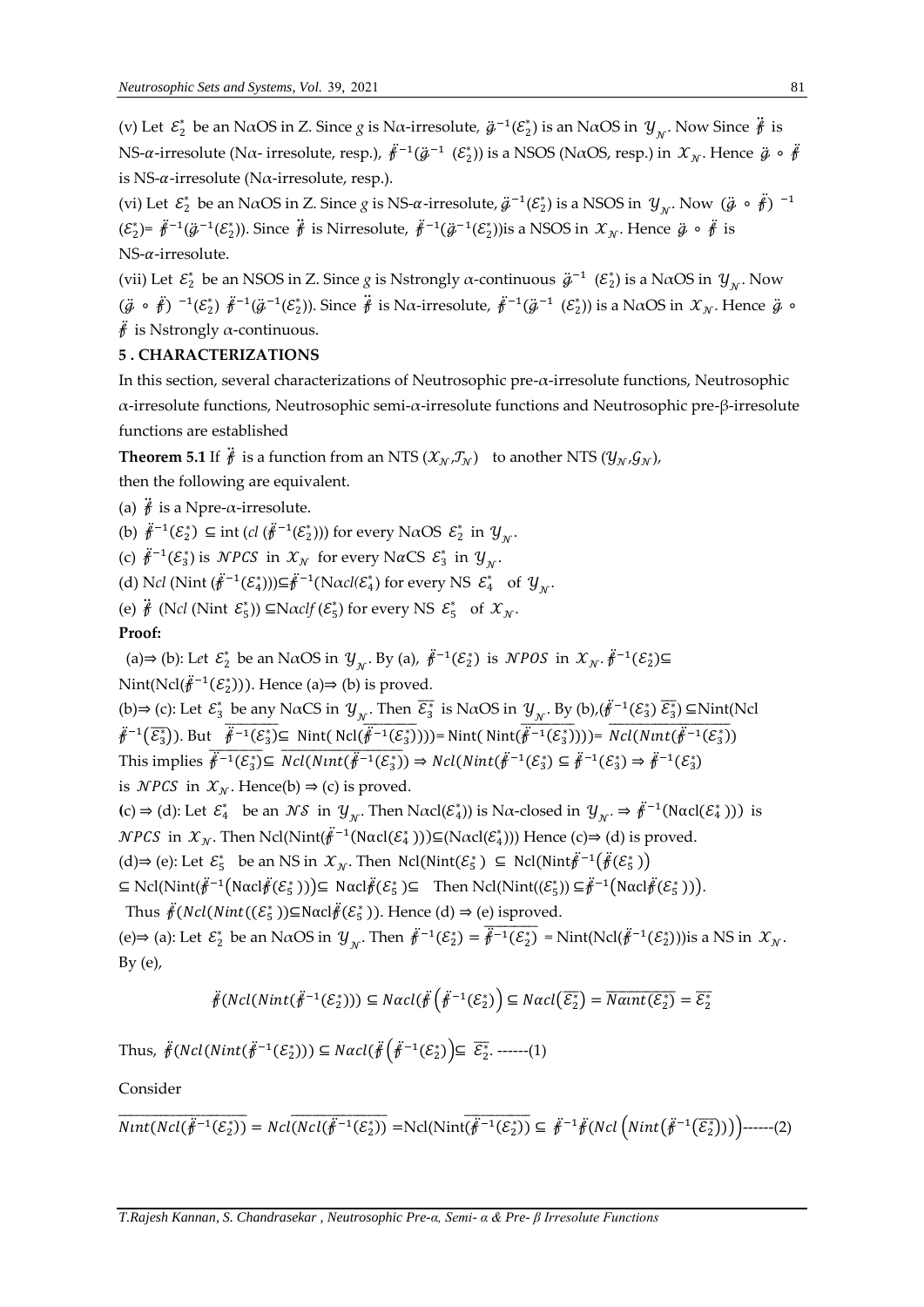(v) Let $\mathcal{E}_2^*$ be an NαOS in Z. Since $g$ is Nα-irresolute, $\ddot{g}^{-1}(\mathcal{E}_2^*)$ is an NαOS in $\mathcal{Y}_{\mathcal{N}}$. Now Since $\ddot{f}$ is NS-α-irresolute (Nα- irresolute, resp.), $\ddot{f}^{-1}(\ddot{g}^{-1}(\mathcal{E}_2^*))$ is a NSOS (NαOS, resp.) in $\mathcal{X}_{\mathcal{N}}$. Hence $\ddot{g} \circ \ddot{f}$ is NS-α-irresolute (Nα-irresolute, resp.).

(vi) Let $\mathcal{E}_2^*$ be an NαOS in Z. Since $g$ is NS-α-irresolute, $\ddot{g}^{-1}(\mathcal{E}_2^*)$ is a NSOS in $\mathcal{Y}_{\mathcal{N}}$. Now $(\ddot{g} \circ \ddot{f})^{-1}(\mathcal{E}_2^*)= \ddot{f}^{-1}(\ddot{g}^{-1}(\mathcal{E}_2^*))$. Since $\ddot{f}$ is Nirresolute, $\ddot{f}^{-1}(\ddot{g}^{-1}(\mathcal{E}_2^*))$is a NSOS in $\mathcal{X}_{\mathcal{N}}$. Hence $\ddot{g} \circ \ddot{f}$ is NS-α-irresolute.

(vii) Let $\mathcal{E}_2^*$ be an NSOS in Z. Since $g$ is Nstrongly α-continuous $\ddot{g}^{-1}(\mathcal{E}_2^*)$ is a NαOS in $\mathcal{Y}_{\mathcal{N}}$. Now $(\ddot{g} \circ \ddot{f})^{-1}(\mathcal{E}_2^*)$ $\ddot{f}^{-1}(\ddot{g}^{-1}(\mathcal{E}_2^*))$. Since $\ddot{f}$ is Nα-irresolute, $\ddot{f}^{-1}(\ddot{g}^{-1}(\mathcal{E}_2^*))$ is a NαOS in $\mathcal{X}_{\mathcal{N}}$. Hence $\ddot{g} \circ \ddot{f}$ is Nstrongly α-continuous.

## 5 . CHARACTERIZATIONS

In this section, several characterizations of Neutrosophic pre-α-irresolute functions, Neutrosophic α-irresolute functions, Neutrosophic semi-α-irresolute functions and Neutrosophic pre-β-irresolute functions are established

**Theorem 5.1** If $\ddot{f}$ is a function from an NTS $(\mathcal{X}_{\mathcal{N}},\mathcal{T}_{\mathcal{N}})$ to another NTS $(\mathcal{Y}_{\mathcal{N}},\mathcal{G}_{\mathcal{N}})$, then the following are equivalent.

(a) $\ddot{f}$ is a Npre-α-irresolute.

(b) $\ddot{f}^{-1}(\mathcal{E}_2^*) \subseteq \text{int}(cl(\ddot{f}^{-1}(\mathcal{E}_2^*)))$ for every NαOS $\mathcal{E}_2^*$ in $\mathcal{Y}_{\mathcal{N}}$.

(c) $\ddot{f}^{-1}(\mathcal{E}_3^*)$ is $\mathcal{NPCS}$ in $\mathcal{X}_{\mathcal{N}}$ for every NαCS $\mathcal{E}_3^*$ in $\mathcal{Y}_{\mathcal{N}}$.

(d) N$cl$ (Nint $(\ddot{f}^{-1}(\mathcal{E}_4^*)))\subseteq \ddot{f}^{-1}(\text{N}\alpha cl(\mathcal{E}_4^*)$ for every NS $\mathcal{E}_4^*$ of $\mathcal{Y}_{\mathcal{N}}$.

(e) $\ddot{f}$ (N$cl$ (Nint $\mathcal{E}_5^*$)) $\subseteq$N$\alpha clf(\mathcal{E}_5^*)$ for every NS $\mathcal{E}_5^*$ of $\mathcal{X}_{\mathcal{N}}$.

**Proof:**

(a)⇒ (b): Let $\mathcal{E}_2^*$ be an NαOS in $\mathcal{Y}_{\mathcal{N}}$. By (a), $\ddot{f}^{-1}(\mathcal{E}_2^*)$ is $\mathcal{NPOS}$ in $\mathcal{X}_{\mathcal{N}}$. $\ddot{f}^{-1}(\mathcal{E}_2^*)\subseteq$ Nint(Ncl($\ddot{f}^{-1}(\mathcal{E}_2^*)$)). Hence (a)⇒ (b) is proved.

(b)⇒ (c): Let $\mathcal{E}_3^*$ be any NαCS in $\mathcal{Y}_{\mathcal{N}}$. Then $\overline{\mathcal{E}_3^*}$ is NαOS in $\mathcal{Y}_{\mathcal{N}}$. By (b),$(\ddot{f}^{-1}(\mathcal{E}_3^*)\ \overline{\mathcal{E}_3^*}) \subseteq$Nint(Ncl $\ddot{f}^{-1}(\overline{\mathcal{E}_3^*})$). But $\overline{\ddot{f}^{-1}(\mathcal{E}_3^*)}\subseteq$ Nint( Ncl($\overline{\ddot{f}^{-1}(\mathcal{E}_3^*)}$))= Nint( Nint($\overline{\ddot{f}^{-1}(\mathcal{E}_3^*)}$)))= $\overline{Ncl(Nint(\ddot{f}^{-1}(\mathcal{E}_3^*))}$

This implies $\overline{\ddot{f}^{-1}(\mathcal{E}_3^*)}\subseteq \overline{Ncl(Nint(\ddot{f}^{-1}(\mathcal{E}_3^*))} \Rightarrow Ncl(Nint(\ddot{f}^{-1}(\mathcal{E}_3^*) \subseteq \ddot{f}^{-1}(\mathcal{E}_3^*) \Rightarrow \ddot{f}^{-1}(\mathcal{E}_3^*)$ is $\mathcal{NPCS}$ in $\mathcal{X}_{\mathcal{N}}$. Hence(b) ⇒ (c) is proved.

(c) ⇒ (d): Let $\mathcal{E}_4^*$ be an $\mathcal{NS}$ in $\mathcal{Y}_{\mathcal{N}}$. Then Nαcl($\mathcal{E}_4^*$)) is Nα-closed in $\mathcal{Y}_{\mathcal{N}}$. ⇒ $\ddot{f}^{-1}$(Nαcl($\mathcal{E}_4^*$ ))) is $\mathcal{NPCS}$ in $\mathcal{X}_{\mathcal{N}}$. Then Ncl(Nint($\ddot{f}^{-1}$(Nαcl($\mathcal{E}_4^*$ )))⊆(Nαcl($\mathcal{E}_4^*$))) Hence (c)⇒ (d) is proved.

(d)⇒ (e): Let $\mathcal{E}_5^*$ be an NS in $\mathcal{X}_{\mathcal{N}}$. Then Ncl(Nint($\mathcal{E}_5^*$ ) ⊆ Ncl(Nint$\ddot{f}^{-1}(\ddot{f}(\mathcal{E}_5^*))$

⊆ Ncl(Nint($\ddot{f}^{-1}$(Nαcl$\ddot{f}(\mathcal{E}_5^*)$))⊆ Nαcl$\ddot{f}(\mathcal{E}_5^*)$⊆ Then Ncl(Nint(($\mathcal{E}_5^*$)) ⊆$\ddot{f}^{-1}$(Nαcl$\ddot{f}(\mathcal{E}_5^*)$)).

Thus $\ddot{f}(Ncl(Nint((\mathcal{E}_5^*))\subseteq$Nαcl$\ddot{f}(\mathcal{E}_5^*)$). Hence (d) ⇒ (e) isproved.

(e)⇒ (a): Let $\mathcal{E}_2^*$ be an NαOS in $\mathcal{Y}_{\mathcal{N}}$. Then $\ddot{f}^{-1}(\mathcal{E}_2^*) = \overline{\ddot{f}^{-1}(\mathcal{E}_2^*)}$ = Nint(Ncl($\ddot{f}^{-1}(\mathcal{E}_2^*)$))is a NS in $\mathcal{X}_{\mathcal{N}}$. By (e),

$$\ddot{f}(Ncl(Nint(\ddot{f}^{-1}(\mathcal{E}_2^*))) \subseteq N\alpha cl(\ddot{f}\left(\ddot{f}^{-1}(\mathcal{E}_2^*)\right) \subseteq N\alpha cl(\overline{\mathcal{E}_2^*}) = \overline{N\alpha int(\mathcal{E}_2^*)} = \overline{\mathcal{E}_2^*}$$

Thus, $\ddot{f}(Ncl(Nint(\ddot{f}^{-1}(\mathcal{E}_2^*))) \subseteq N\alpha cl(\ddot{f}\left(\ddot{f}^{-1}(\mathcal{E}_2^*)\right)\subseteq \overline{\mathcal{E}_2^*}$. ------(1)

Consider

$\overline{Nint(Ncl(\ddot{f}^{-1}(\mathcal{E}_2^*))} = Ncl(\overline{Ncl(\ddot{f}^{-1}(\mathcal{E}_2^*))}$ =Ncl(Nint($\overline{\ddot{f}^{-1}(\mathcal{E}_2^*)}$)) ⊆ $\ddot{f}^{-1}\ddot{f}(Ncl\left(Nint\left(\ddot{f}^{-1}(\overline{\mathcal{E}_2^*})\right)\right)$------(2)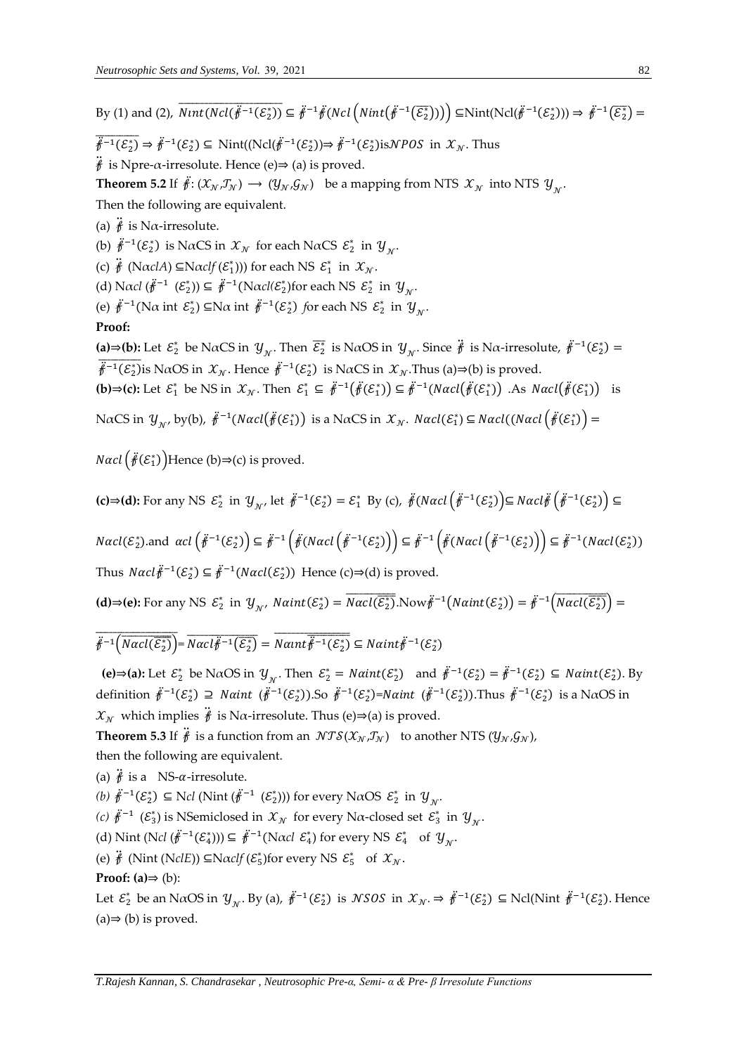By (1) and (2), $\overline{Nint(Ncl(\ddot{f}^{-1}(\mathcal{E}_2^*))} \subseteq \ddot{f}^{-1}\ddot{f}\left(Ncl\left(Nint\left(\ddot{f}^{-1}\left(\overline{\mathcal{E}_2^*}\right)\right)\right)\right) \subseteq$Nint(Ncl($\ddot{f}^{-1}(\mathcal{E}_2^*)$)) $\Rightarrow \ddot{f}^{-1}\left(\overline{\mathcal{E}_2^*}\right) = \overline{\ddot{f}^{-1}(\mathcal{E}_2^*)} \Rightarrow \ddot{f}^{-1}(\mathcal{E}_2^*) \subseteq$ Nint((Ncl($\ddot{f}^{-1}(\mathcal{E}_2^*)$))$\Rightarrow \ddot{f}^{-1}(\mathcal{E}_2^*)$is$\mathcal{N}POS$ in $\mathcal{X}_{\mathcal{N}}$. Thus $\ddot{f}$ is Npre-$\alpha$-irresolute. Hence (e)$\Rightarrow$ (a) is proved.

**Theorem 5.2** If $\ddot{f}: (\mathcal{X}_{\mathcal{N}},\mathcal{T}_{\mathcal{N}}) \longrightarrow (\mathcal{Y}_{\mathcal{N}},\mathcal{G}_{\mathcal{N}})$ be a mapping from NTS $\mathcal{X}_{\mathcal{N}}$ into NTS $\mathcal{Y}_{\mathcal{N}}$.

Then the following are equivalent.

(a) $\ddot{f}$ is N$\alpha$-irresolute.

(b) $\ddot{f}^{-1}(\mathcal{E}_2^*)$ is N$\alpha$CS in $\mathcal{X}_{\mathcal{N}}$ for each N$\alpha$CS $\mathcal{E}_2^*$ in $\mathcal{Y}_{\mathcal{N}}$.

(c) $\ddot{f}$ (N$\alpha$*clA*) $\subseteq$N$\alpha$*clf* ($\mathcal{E}_1^*$))) for each NS $\mathcal{E}_1^*$ in $\mathcal{X}_{\mathcal{N}}$.

(d) N$\alpha$*cl* ($\ddot{f}^{-1}$ ($\mathcal{E}_2^*$)) $\subseteq \ddot{f}^{-1}$(N$\alpha$*cl*($\mathcal{E}_2^*$)for each NS $\mathcal{E}_2^*$ in $\mathcal{Y}_{\mathcal{N}}$.

(e) $\ddot{f}^{-1}$(N$\alpha$ int $\mathcal{E}_2^*$) $\subseteq$N$\alpha$ int $\ddot{f}^{-1}(\mathcal{E}_2^*)$ *for* each NS $\mathcal{E}_2^*$ in $\mathcal{Y}_{\mathcal{N}}$.

**Proof:**

**(a)$\Rightarrow$(b):** Let $\mathcal{E}_2^*$ be N$\alpha$CS in $\mathcal{Y}_{\mathcal{N}}$. Then $\overline{\mathcal{E}_2^*}$ is N$\alpha$OS in $\mathcal{Y}_{\mathcal{N}}$. Since $\ddot{f}$ is N$\alpha$-irresolute, $\ddot{f}^{-1}(\mathcal{E}_2^*) = \overline{\ddot{f}^{-1}(\mathcal{E}_2^*)}$is N$\alpha$OS in $\mathcal{X}_{\mathcal{N}}$. Hence $\ddot{f}^{-1}(\mathcal{E}_2^*)$ is N$\alpha$CS in $\mathcal{X}_{\mathcal{N}}$.Thus (a)$\Rightarrow$(b) is proved.

**(b)$\Rightarrow$(c):** Let $\mathcal{E}_1^*$ be NS in $\mathcal{X}_{\mathcal{N}}$. Then $\mathcal{E}_1^* \subseteq \ddot{f}^{-1}\left(\ddot{f}(\mathcal{E}_1^*)\right) \subseteq \ddot{f}^{-1}\left(N\alpha cl\left(\ddot{f}(\mathcal{E}_1^*)\right)\right)$ .As $N\alpha cl\left(\ddot{f}(\mathcal{E}_1^*)\right)$ is N$\alpha$CS in $\mathcal{Y}_{\mathcal{N}}$, by(b), $\ddot{f}^{-1}(N\alpha cl\left(\ddot{f}(\mathcal{E}_1^*)\right)$ is a N$\alpha$CS in $\mathcal{X}_{\mathcal{N}}$. $N\alpha cl(\mathcal{E}_1^*) \subseteq N\alpha cl((N\alpha cl\left(\ddot{f}(\mathcal{E}_1^*)\right) = N\alpha cl\left(\ddot{f}(\mathcal{E}_1^*)\right)$Hence (b)$\Rightarrow$(c) is proved.

**(c)$\Rightarrow$(d):** For any NS $\mathcal{E}_2^*$ in $\mathcal{Y}_{\mathcal{N}}$, let $\ddot{f}^{-1}(\mathcal{E}_2^*) = \mathcal{E}_1^*$ By (c), $\ddot{f}(N\alpha cl\left(\ddot{f}^{-1}(\mathcal{E}_2^*)\right) \subseteq N\alpha cl\ddot{f}\left(\ddot{f}^{-1}(\mathcal{E}_2^*)\right) \subseteq N\alpha cl(\mathcal{E}_2^*)$.and $\alpha cl\left(\ddot{f}^{-1}(\mathcal{E}_2^*)\right) \subseteq \ddot{f}^{-1}\left(\ddot{f}(N\alpha cl\left(\ddot{f}^{-1}(\mathcal{E}_2^*)\right)\right) \subseteq \ddot{f}^{-1}\left(\ddot{f}(N\alpha cl\left(\ddot{f}^{-1}(\mathcal{E}_2^*)\right)\right) \subseteq \ddot{f}^{-1}(N\alpha cl(\mathcal{E}_2^*))$

Thus $N\alpha cl\ddot{f}^{-1}(\mathcal{E}_2^*) \subseteq \ddot{f}^{-1}(N\alpha cl(\mathcal{E}_2^*))$ Hence (c)$\Rightarrow$(d) is proved.

**(d)$\Rightarrow$(e):** For any NS $\mathcal{E}_2^*$ in $\mathcal{Y}_{\mathcal{N}}$, $N\alpha int(\mathcal{E}_2^*) = \overline{N\alpha cl(\overline{\mathcal{E}_2^*})}$.Now$\ddot{f}^{-1}\left(N\alpha int(\mathcal{E}_2^*)\right) = \ddot{f}^{-1}\left(\overline{N\alpha cl(\overline{\mathcal{E}_2^*})}\right) = \overline{\ddot{f}^{-1}\left(N\alpha cl(\overline{\mathcal{E}_2^*})\right)} = \overline{N\alpha cl\ddot{f}^{-1}\left(\overline{\mathcal{E}_2^*}\right)} = \overline{N\alpha int\ddot{f}^{-1}(\mathcal{E}_2^*)} \subseteq N\alpha int\ddot{f}^{-1}(\mathcal{E}_2^*)$

**(e)$\Rightarrow$(a):** Let $\mathcal{E}_2^*$ be N$\alpha$OS in $\mathcal{Y}_{\mathcal{N}}$. Then $\mathcal{E}_2^* = N\alpha int(\mathcal{E}_2^*)$ and $\ddot{f}^{-1}(\mathcal{E}_2^*) = \ddot{f}^{-1}(\mathcal{E}_2^*) \subseteq N\alpha int(\mathcal{E}_2^*)$. By definition $\ddot{f}^{-1}(\mathcal{E}_2^*) \supseteq N\alpha int$ ($\ddot{f}^{-1}(\mathcal{E}_2^*)$).So $\ddot{f}^{-1}(\mathcal{E}_2^*)$=$N\alpha int$ ($\ddot{f}^{-1}(\mathcal{E}_2^*)$).Thus $\ddot{f}^{-1}(\mathcal{E}_2^*)$ is a N$\alpha$OS in $\mathcal{X}_{\mathcal{N}}$ which implies $\ddot{f}$ is N$\alpha$-irresolute. Thus (e)$\Rightarrow$(a) is proved.

**Theorem 5.3** If $\ddot{f}$ is a function from an $\mathcal{NTS}(\mathcal{X}_{\mathcal{N}},\mathcal{T}_{\mathcal{N}})$ to another NTS $(\mathcal{Y}_{\mathcal{N}},\mathcal{G}_{\mathcal{N}})$, then the following are equivalent.

(a) $\ddot{f}$ is a NS-$\alpha$-irresolute.

*(b)* $\ddot{f}^{-1}(\mathcal{E}_2^*) \subseteq$ N*cl* (Nint ($\ddot{f}^{-1}$ ($\mathcal{E}_2^*$))) for every N$\alpha$OS $\mathcal{E}_2^*$ in $\mathcal{Y}_{\mathcal{N}}$.

*(c)* $\ddot{f}^{-1}$ ($\mathcal{E}_3^*$) is NSemiclosed in $\mathcal{X}_{\mathcal{N}}$ for every N$\alpha$-closed set $\mathcal{E}_3^*$ in $\mathcal{Y}_{\mathcal{N}}$.

(d) Nint (N*cl* ($\ddot{f}^{-1}(\mathcal{E}_4^*)$)) $\subseteq \ddot{f}^{-1}$(N$\alpha$*cl* $\mathcal{E}_4^*$) for every NS $\mathcal{E}_4^*$ of $\mathcal{Y}_{\mathcal{N}}$.

(e) $\ddot{f}$ (Nint (N*clE*)) $\subseteq$N$\alpha$*clf* ($\mathcal{E}_5^*$)for every NS $\mathcal{E}_5^*$ of $\mathcal{X}_{\mathcal{N}}$.

**Proof: (a)$\Rightarrow$** (b):

Let $\mathcal{E}_2^*$ be an N$\alpha$OS in $\mathcal{Y}_{\mathcal{N}}$. By (a), $\ddot{f}^{-1}(\mathcal{E}_2^*)$ is $\mathcal{N}SOS$ in $\mathcal{X}_{\mathcal{N}}$. $\Rightarrow \ddot{f}^{-1}(\mathcal{E}_2^*) \subseteq$ Ncl(Nint $\ddot{f}^{-1}(\mathcal{E}_2^*)$). Hence (a)$\Rightarrow$ (b) is proved.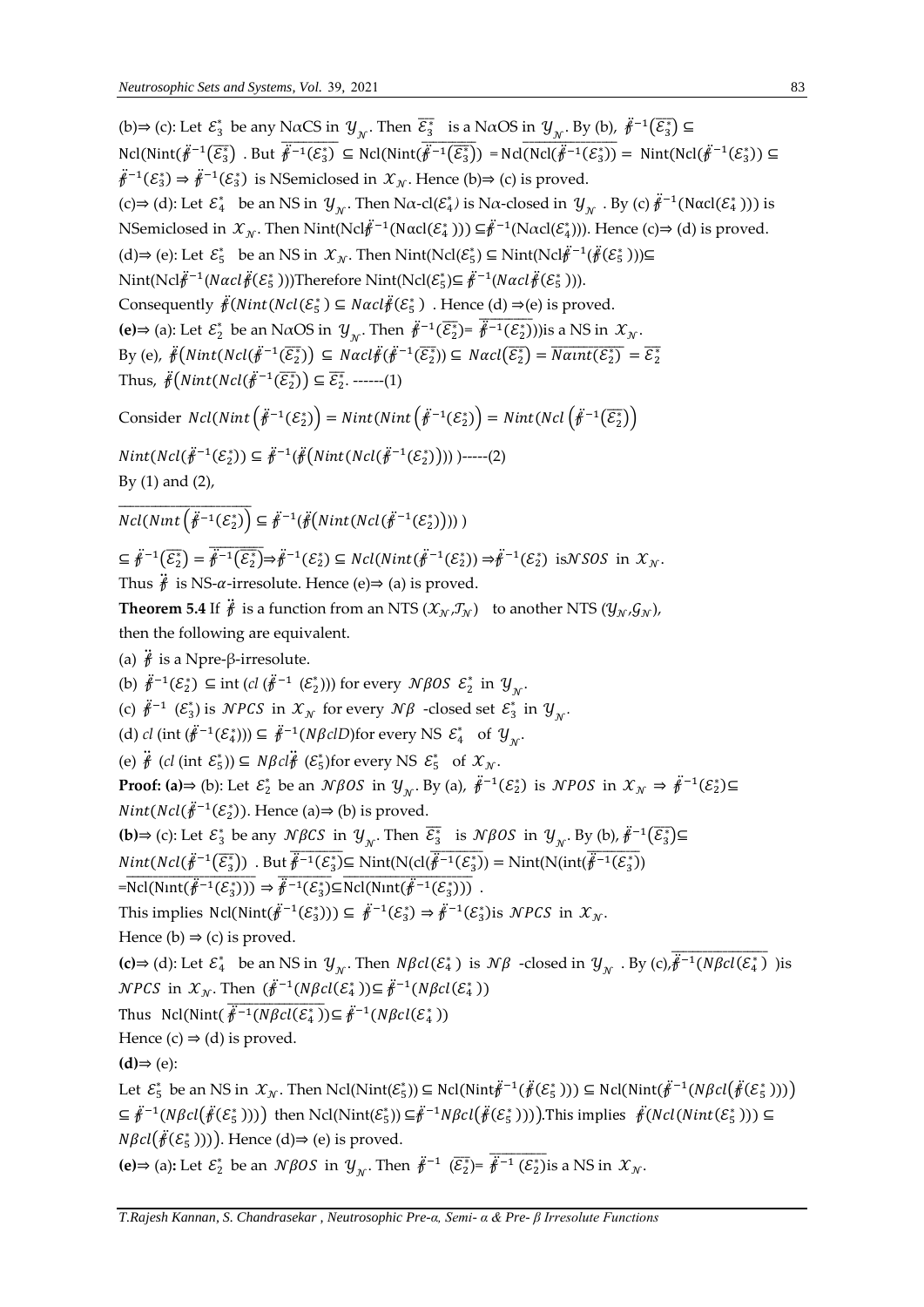(b)⇒ (c): Let $\mathcal{E}_3^*$ be any NαCS in $\mathcal{Y}_{\mathcal{N}}$. Then $\overline{\mathcal{E}_3^*}$ is a NαOS in $\mathcal{Y}_{\mathcal{N}}$. By (b), $\ddot{f}^{-1}(\overline{\mathcal{E}_3^*}) \subseteq$ $\overline{\text{Ncl}(\text{Nint}(\ddot{f}^{-1}(\overline{\mathcal{E}_3^*}))}$ . But $\overline{\ddot{f}^{-1}(\mathcal{E}_3^*)} \subseteq \overline{\text{Ncl}(\text{Nint}(\ddot{f}^{-1}(\overline{\mathcal{E}_3^*}))} = \overline{\text{Ncl}(\text{Ncl}(\ddot{f}^{-1}(\mathcal{E}_3^*))} = \text{Nint}(\text{Ncl}(\ddot{f}^{-1}(\mathcal{E}_3^*)) \subseteq$ $\ddot{f}^{-1}(\mathcal{E}_3^*) \Rightarrow \ddot{f}^{-1}(\mathcal{E}_3^*)$ is NSemiclosed in $\mathcal{X}_{\mathcal{N}}$. Hence (b)⇒ (c) is proved.

(c)⇒ (d): Let $\mathcal{E}_4^*$ be an NS in $\mathcal{Y}_{\mathcal{N}}$. Then Nα-cl($\mathcal{E}_4^*$) is Nα-closed in $\mathcal{Y}_{\mathcal{N}}$ . By (c) $\ddot{f}^{-1}(\text{N}\alpha\text{cl}(\mathcal{E}_4^*))$ is NSemiclosed in $\mathcal{X}_{\mathcal{N}}$. Then Nint(Ncl$\ddot{f}^{-1}$(Nαcl($\mathcal{E}_4^*$))) ⊆$\ddot{f}^{-1}$(Nαcl($\mathcal{E}_4^*$))). Hence (c)⇒ (d) is proved.

(d)⇒ (e): Let $\mathcal{E}_5^*$ be an NS in $\mathcal{X}_{\mathcal{N}}$. Then Nint(Ncl($\mathcal{E}_5^*$) ⊆ Nint(Ncl$\ddot{f}^{-1}$($\ddot{f}$($\mathcal{E}_5^*$)))⊆ Nint(Ncl$\ddot{f}^{-1}$($N\alpha cl\ddot{f}(\mathcal{E}_5^*)$)))Therefore Nint(Ncl($\mathcal{E}_5^*$)⊆ $\ddot{f}^{-1}$($N\alpha cl\ddot{f}(\mathcal{E}_5^*)$)).

Consequently $\ddot{f}(Nint(Ncl(\mathcal{E}_5^*) \subseteq N\alpha cl\ddot{f}(\mathcal{E}_5^*)$ . Hence (d) ⇒(e) is proved.

**(e)**⇒ (a): Let $\mathcal{E}_2^*$ be an NαOS in $\mathcal{Y}_{\mathcal{N}}$. Then $\ddot{f}^{-1}(\overline{\mathcal{E}_2^*})= \overline{\ddot{f}^{-1}(\mathcal{E}_2^*)}$))is a NS in $\mathcal{X}_{\mathcal{N}}$.

By (e), $\ddot{f}\big(Nint(Ncl(\ddot{f}^{-1}(\overline{\mathcal{E}_2^*}))\big) \subseteq N\alpha cl\ddot{f}(\ddot{f}^{-1}(\overline{\mathcal{E}_2^*})) \subseteq N\alpha cl(\overline{\mathcal{E}_2^*}) = \overline{N\alpha int(\mathcal{E}_2^*)} = \overline{\mathcal{E}_2^*}$

Thus, $\ddot{f}\big(Nint(Ncl(\ddot{f}^{-1}(\overline{\mathcal{E}_2^*}))\big) \subseteq \overline{\mathcal{E}_2^*}$. -------(1)

Consider $Ncl(Nint\left(\ddot{f}^{-1}(\mathcal{E}_2^*)\right) = Nint(Nint\left(\ddot{f}^{-1}(\mathcal{E}_2^*)\right) = Nint(Ncl\left(\ddot{f}^{-1}(\overline{\mathcal{E}_2^*})\right)$

$Nint(Ncl(\ddot{f}^{-1}(\mathcal{E}_2^*)) \subseteq \ddot{f}^{-1}(\ddot{f}\big(Nint(Ncl(\ddot{f}^{-1}(\mathcal{E}_2^*)))\big)$ )-----(2)

By (1) and (2),

$\overline{Ncl(Nint\left(\ddot{f}^{-1}(\mathcal{E}_2^*)\right)} \subseteq \ddot{f}^{-1}(\ddot{f}\big(Nint(Ncl(\ddot{f}^{-1}(\mathcal{E}_2^*)))\big)$ )

$\subseteq \ddot{f}^{-1}(\overline{\mathcal{E}_2^*}) = \overline{\ddot{f}^{-1}(\mathcal{E}_2^*)} \Rightarrow \ddot{f}^{-1}(\mathcal{E}_2^*) \subseteq Ncl(Nint(\ddot{f}^{-1}(\mathcal{E}_2^*)) \Rightarrow \ddot{f}^{-1}(\mathcal{E}_2^*)$ is$\mathcal{N}SOS$ in $\mathcal{X}_{\mathcal{N}}$.

Thus $\ddot{f}$ is NS-$\alpha$-irresolute. Hence (e)⇒ (a) is proved.

**Theorem 5.4** If $\ddot{f}$ is a function from an NTS ($\mathcal{X}_{\mathcal{N}}$,$\mathcal{T}_{\mathcal{N}}$) to another NTS ($\mathcal{Y}_{\mathcal{N}}$,$\mathcal{G}_{\mathcal{N}}$), then the following are equivalent.

(a) $\ddot{f}$ is a Npre-β-irresolute.

(b) $\ddot{f}^{-1}(\mathcal{E}_2^*) \subseteq$ int ($cl$ ($\ddot{f}^{-1}$ ($\mathcal{E}_2^*$))) for every $\mathcal{N}\beta OS$ $\mathcal{E}_2^*$ in $\mathcal{Y}_{\mathcal{N}}$.

(c) $\ddot{f}^{-1}$ ($\mathcal{E}_3^*$) is $\mathcal{N}PCS$ in $\mathcal{X}_{\mathcal{N}}$ for every $\mathcal{N}\beta$ -closed set $\mathcal{E}_3^*$ in $\mathcal{Y}_{\mathcal{N}}$.

(d) $cl$ (int ($\ddot{f}^{-1}(\mathcal{E}_4^*)$)) ⊆ $\ddot{f}^{-1}$($N\beta clD$)for every NS $\mathcal{E}_4^*$ of $\mathcal{Y}_{\mathcal{N}}$.

(e) $\ddot{f}$ ($cl$ (int $\mathcal{E}_5^*$)) ⊆ $N\beta cl\ddot{f}$ ($\mathcal{E}_5^*$)for every NS $\mathcal{E}_5^*$ of $\mathcal{X}_{\mathcal{N}}$.

**Proof: (a)**⇒ (b): Let $\mathcal{E}_2^*$ be an $\mathcal{N}\beta OS$ in $\mathcal{Y}_{\mathcal{N}}$. By (a), $\ddot{f}^{-1}(\mathcal{E}_2^*)$ is $\mathcal{N}POS$ in $\mathcal{X}_{\mathcal{N}} \Rightarrow \ddot{f}^{-1}(\mathcal{E}_2^*) \subseteq$ $Nint(Ncl(\ddot{f}^{-1}(\mathcal{E}_2^*))$. Hence (a)⇒ (b) is proved.

**(b)**⇒ (c): Let $\mathcal{E}_3^*$ be any $\mathcal{N}\beta CS$ in $\mathcal{Y}_{\mathcal{N}}$. Then $\overline{\mathcal{E}_3^*}$ is $\mathcal{N}\beta OS$ in $\mathcal{Y}_{\mathcal{N}}$. By (b), $\ddot{f}^{-1}(\overline{\mathcal{E}_3^*}) \subseteq$ $\overline{Nint(Ncl(\ddot{f}^{-1}(\overline{\mathcal{E}_3^*}))}$ . But $\overline{\ddot{f}^{-1}(\mathcal{E}_3^*)} \subseteq \overline{\text{Nint(N(cl(}\ddot{f}^{-1}(\overline{\mathcal{E}_3^*}))}$ = Nint(N(int($\overline{\ddot{f}^{-1}(\mathcal{E}_3^*)}$)) $=\overline{\text{Ncl(Nint(}\ddot{f}^{-1}(\mathcal{E}_3^*)))} \Rightarrow \overline{\ddot{f}^{-1}(\mathcal{E}_3^*)} \subseteq \overline{\text{Ncl(Nint(}\ddot{f}^{-1}(\mathcal{E}_3^*)))}$ .

This implies Ncl(Nint($\ddot{f}^{-1}(\mathcal{E}_3^*)$)) ⊆ $\ddot{f}^{-1}(\mathcal{E}_3^*) \Rightarrow \ddot{f}^{-1}(\mathcal{E}_3^*)$is $\mathcal{N}PCS$ in $\mathcal{X}_{\mathcal{N}}$.

Hence (b) ⇒ (c) is proved.

**(c)**⇒ (d): Let $\mathcal{E}_4^*$ be an NS in $\mathcal{Y}_{\mathcal{N}}$. Then $N\beta cl(\mathcal{E}_4^*)$ is $\mathcal{N}\beta$ -closed in $\mathcal{Y}_{\mathcal{N}}$ . By (c),$\overline{\ddot{f}^{-1}(N\beta cl(\mathcal{E}_4^*)}$ )is $\mathcal{N}PCS$ in $\mathcal{X}_{\mathcal{N}}$. Then ($\ddot{f}^{-1}(N\beta cl(\mathcal{E}_4^*)$)⊆ $\ddot{f}^{-1}(N\beta cl(\mathcal{E}_4^*)$)

Thus Ncl(Nint( $\overline{\ddot{f}^{-1}(N\beta cl(\mathcal{E}_4^*)}$)⊆ $\ddot{f}^{-1}(N\beta cl(\mathcal{E}_4^*)$)

Hence (c) ⇒ (d) is proved.

**(d)**⇒ (e):

Let $\mathcal{E}_5^*$ be an NS in $\mathcal{X}_{\mathcal{N}}$. Then Ncl(Nint($\mathcal{E}_5^*$)) ⊆ Ncl(Nint$\ddot{f}^{-1}(\ddot{f}(\mathcal{E}_5^*)$)) ⊆ Ncl(Nint($\ddot{f}^{-1}(N\beta cl\big(\ddot{f}(\mathcal{E}_5^*)\big)$)) $\subseteq \ddot{f}^{-1}(N\beta cl\big(\ddot{f}(\mathcal{E}_5^*)\big))$ then Ncl(Nint($\mathcal{E}_5^*$)) ⊆$\ddot{f}^{-1}N\beta cl\big(\ddot{f}(\mathcal{E}_5^*)\big)$).This implies $\ddot{f}(Ncl(Nint(\mathcal{E}_5^*))) \subseteq$ $N\beta cl\big(\ddot{f}(\mathcal{E}_5^*)\big)$). Hence (d)⇒ (e) is proved.

**(e)**⇒ (a)**:** Let $\mathcal{E}_2^*$ be an $\mathcal{N}\beta OS$ in $\mathcal{Y}_{\mathcal{N}}$. Then $\ddot{f}^{-1}$ $(\overline{\mathcal{E}_2^*})= \overline{\ddot{f}^{-1}(\mathcal{E}_2^*)}$is a NS in $\mathcal{X}_{\mathcal{N}}$.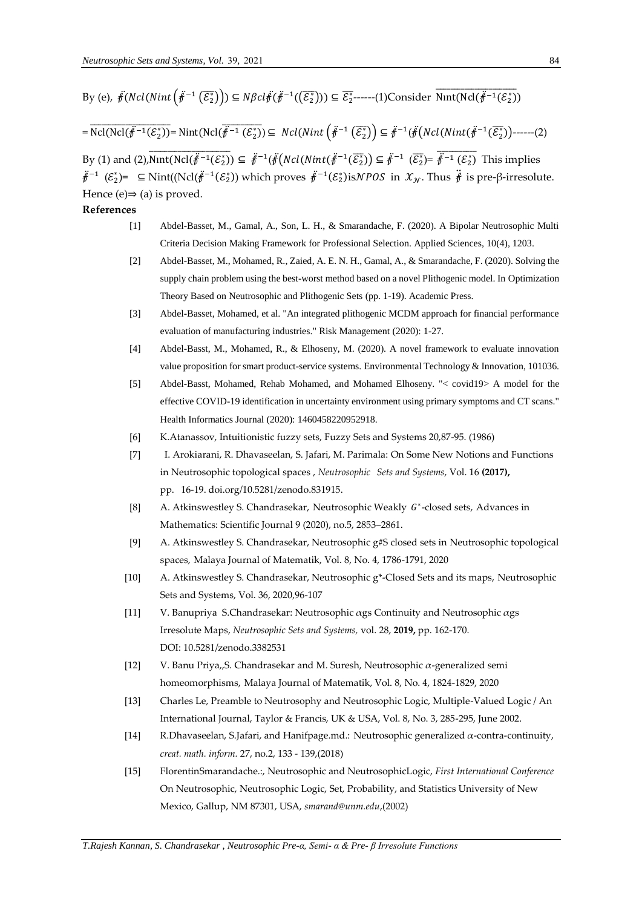By (e), $\ddot{f}(Ncl(Nint(\ddot{f}^{-1}(\overline{\mathcal{E}_2^*})) \subseteq N\beta cl\ddot{f}(\ddot{f}^{-1}((\overline{\mathcal{E}_2^*})) \subseteq \overline{\mathcal{E}_2^*}$------(1)Consider $\overline{\text{Nint}(\text{Ncl}(\ddot{f}^{-1}(\mathcal{E}_2^*))}$

$= \overline{\text{Ncl}(\text{Ncl}(\ddot{f}^{-1}(\mathcal{E}_2^*))} = \text{Nint}(\text{Ncl}(\overline{\ddot{f}^{-1}(\mathcal{E}_2^*)}) \subseteq Ncl(Nint(\ddot{f}^{-1}(\overline{\mathcal{E}_2^*})) \subseteq \ddot{f}^{-1}(\ddot{f}(Ncl(Nint(\ddot{f}^{-1}(\overline{\mathcal{E}_2^*}))$------(2)

By (1) and (2), $\overline{\text{Nint}(\text{Ncl}(\ddot{f}^{-1}(\mathcal{E}_2^*))} \subseteq \ddot{f}^{-1}(\ddot{f}(Ncl(Nint(\ddot{f}^{-1}(\overline{\mathcal{E}_2^*})) \subseteq \ddot{f}^{-1}(\overline{\mathcal{E}_2^*}) = \overline{\ddot{f}^{-1}(\mathcal{E}_2^*)}$ This implies $\ddot{f}^{-1}(\mathcal{E}_2^*) = \subseteq \text{Nint}((\text{Ncl}(\ddot{f}^{-1}(\mathcal{E}_2^*))$ which proves $\ddot{f}^{-1}(\mathcal{E}_2^*)$ is $\mathcal{N}POS$ in $\mathcal{X}_{\mathcal{N}}$. Thus $\ddot{f}$ is pre-β-irresolute. Hence (e)⇒ (a) is proved.

**References**

[1] Abdel-Basset, M., Gamal, A., Son, L. H., & Smarandache, F. (2020). A Bipolar Neutrosophic Multi Criteria Decision Making Framework for Professional Selection. Applied Sciences, 10(4), 1203.

[2] Abdel-Basset, M., Mohamed, R., Zaied, A. E. N. H., Gamal, A., & Smarandache, F. (2020). Solving the supply chain problem using the best-worst method based on a novel Plithogenic model. In Optimization Theory Based on Neutrosophic and Plithogenic Sets (pp. 1-19). Academic Press.

[3] Abdel-Basset, Mohamed, et al. "An integrated plithogenic MCDM approach for financial performance evaluation of manufacturing industries." Risk Management (2020): 1-27.

[4] Abdel-Basst, M., Mohamed, R., & Elhoseny, M. (2020). A novel framework to evaluate innovation value proposition for smart product-service systems. Environmental Technology & Innovation, 101036.

[5] Abdel-Basst, Mohamed, Rehab Mohamed, and Mohamed Elhoseny. "< covid19> A model for the effective COVID-19 identification in uncertainty environment using primary symptoms and CT scans." Health Informatics Journal (2020): 1460458220952918.

[6] K.Atanassov, Intuitionistic fuzzy sets, Fuzzy Sets and Systems 20,87-95. (1986)

[7] I. Arokiarani, R. Dhavaseelan, S. Jafari, M. Parimala: On Some New Notions and Functions in Neutrosophic topological spaces , *Neutrosophic Sets and Systems*, Vol. 16 **(2017),** pp. 16-19. doi.org/10.5281/zenodo.831915.

[8] A. Atkinswestley S. Chandrasekar, Neutrosophic Weakly $G^*$-closed sets, Advances in Mathematics: Scientific Journal 9 (2020), no.5, 2853–2861.

[9] A. Atkinswestley S. Chandrasekar, Neutrosophic g#S closed sets in Neutrosophic topological spaces, Malaya Journal of Matematik, Vol. 8, No. 4, 1786-1791, 2020

[10] A. Atkinswestley S. Chandrasekar, Neutrosophic g*-Closed Sets and its maps, Neutrosophic Sets and Systems, Vol. 36, 2020,96-107

[11] V. Banupriya S.Chandrasekar: Neutrosophic $\alpha$gs Continuity and Neutrosophic $\alpha$gs Irresolute Maps, *Neutrosophic Sets and Systems,* vol. 28, **2019,** pp. 162-170. DOI: 10.5281/zenodo.3382531

[12] V. Banu Priya,,S. Chandrasekar and M. Suresh, Neutrosophic $\alpha$-generalized semi homeomorphisms, Malaya Journal of Matematik, Vol. 8, No. 4, 1824-1829, 2020

[13] Charles Le, Preamble to Neutrosophy and Neutrosophic Logic, Multiple-Valued Logic / An International Journal, Taylor & Francis, UK & USA, Vol. 8, No. 3, 285-295, June 2002.

[14] R.Dhavaseelan, S.Jafari, and Hanifpage.md.: Neutrosophic generalized $\alpha$-contra-continuity, *creat. math. inform.* 27, no.2, 133 - 139,(2018)

[15] FlorentinSmarandache.:, Neutrosophic and NeutrosophicLogic, *First International Conference* On Neutrosophic, Neutrosophic Logic, Set, Probability, and Statistics University of New Mexico, Gallup, NM 87301, USA, *smarand@unm.edu*,(2002)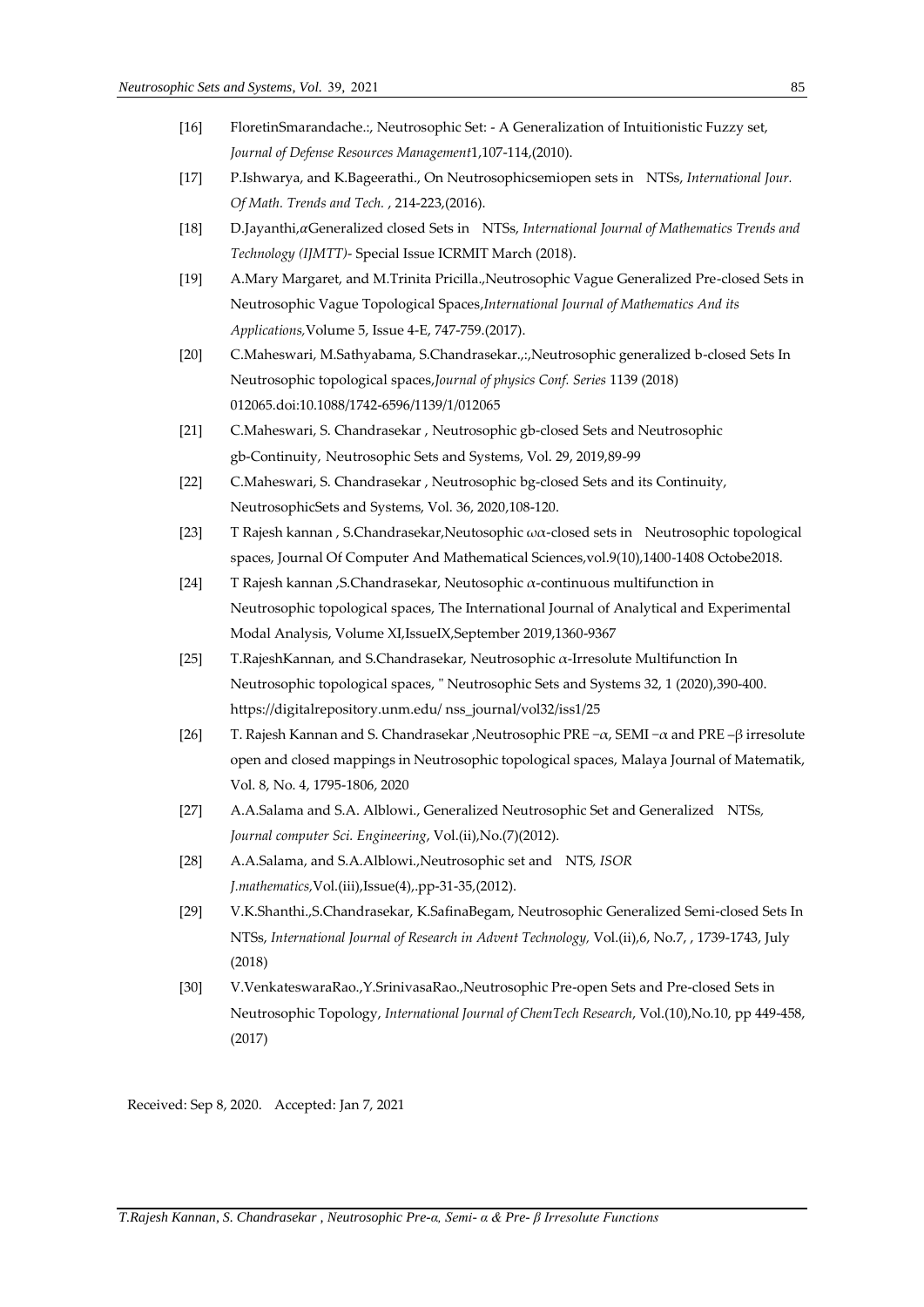[16] FloretinSmarandache.:, Neutrosophic Set: - A Generalization of Intuitionistic Fuzzy set, *Journal of Defense Resources Management*1,107-114,(2010).

[17] P.Ishwarya, and K.Bageerathi., On Neutrosophicsemiopen sets in NTSs, *International Jour. Of Math. Trends and Tech.* , 214-223,(2016).

[18] D.Jayanthi,$\alpha$Generalized closed Sets in NTSs, *International Journal of Mathematics Trends and Technology (IJMTT)*- Special Issue ICRMIT March (2018).

[19] A.Mary Margaret, and M.Trinita Pricilla.,Neutrosophic Vague Generalized Pre-closed Sets in Neutrosophic Vague Topological Spaces,*International Journal of Mathematics And its Applications,*Volume 5, Issue 4-E, 747-759.(2017).

[20] C.Maheswari, M.Sathyabama, S.Chandrasekar.,:,Neutrosophic generalized b-closed Sets In Neutrosophic topological spaces,*Journal of physics Conf. Series* 1139 (2018) 012065.doi:10.1088/1742-6596/1139/1/012065

[21] C.Maheswari, S. Chandrasekar , Neutrosophic gb-closed Sets and Neutrosophic gb-Continuity, Neutrosophic Sets and Systems, Vol. 29, 2019,89-99

[22] C.Maheswari, S. Chandrasekar , Neutrosophic bg-closed Sets and its Continuity, NeutrosophicSets and Systems, Vol. 36, 2020,108-120.

[23] T Rajesh kannan , S.Chandrasekar,Neutosophic $\omega\alpha$-closed sets in Neutrosophic topological spaces, Journal Of Computer And Mathematical Sciences,vol.9(10),1400-1408 Octobe2018.

[24] T Rajesh kannan ,S.Chandrasekar, Neutosophic $\alpha$-continuous multifunction in Neutrosophic topological spaces, The International Journal of Analytical and Experimental Modal Analysis, Volume XI,IssueIX,September 2019,1360-9367

[25] T.RajeshKannan, and S.Chandrasekar, Neutrosophic $\alpha$-Irresolute Multifunction In Neutrosophic topological spaces, " Neutrosophic Sets and Systems 32, 1 (2020),390-400. https://digitalrepository.unm.edu/ nss_journal/vol32/iss1/25

[26] T. Rajesh Kannan and S. Chandrasekar ,Neutrosophic PRE $-\alpha$, SEMI $-\alpha$ and PRE $-\beta$ irresolute open and closed mappings in Neutrosophic topological spaces, Malaya Journal of Matematik, Vol. 8, No. 4, 1795-1806, 2020

[27] A.A.Salama and S.A. Alblowi., Generalized Neutrosophic Set and Generalized NTSs*, Journal computer Sci. Engineering*, Vol.(ii),No.(7)(2012).

[28] A.A.Salama, and S.A.Alblowi.,Neutrosophic set and NTS*, ISOR J.mathematics,*Vol.(iii),Issue(4),.pp-31-35,(2012).

[29] V.K.Shanthi.,S.Chandrasekar, K.SafinaBegam, Neutrosophic Generalized Semi-closed Sets In NTSs, *International Journal of Research in Advent Technology,* Vol.(ii),6, No.7, , 1739-1743, July (2018)

[30] V.VenkateswaraRao.,Y.SrinivasaRao.,Neutrosophic Pre-open Sets and Pre-closed Sets in Neutrosophic Topology, *International Journal of ChemTech Research*, Vol.(10),No.10, pp 449-458, (2017)

Received: Sep 8, 2020. Accepted: Jan 7, 2021